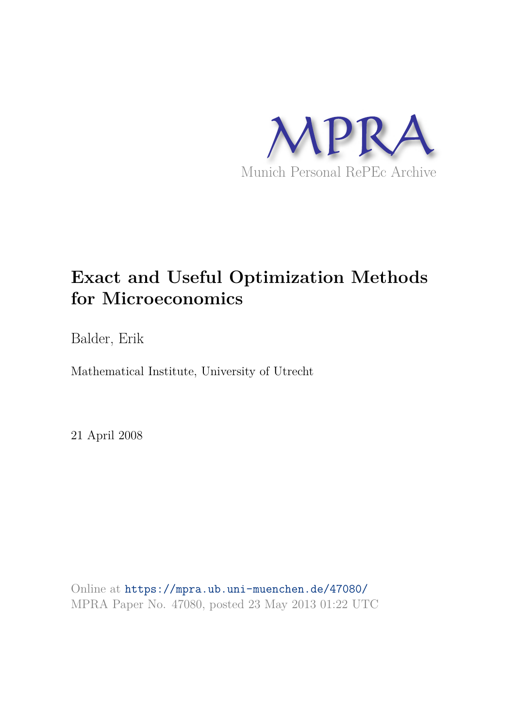MPRA

Munich Personal RePEc Archive

# Exact and Useful Optimization Methods for Microeconomics

Balder, Erik

Mathematical Institute, University of Utrecht

21 April 2008

Online at https://mpra.ub.uni-muenchen.de/47080/
MPRA Paper No. 47080, posted 23 May 2013 01:22 UTC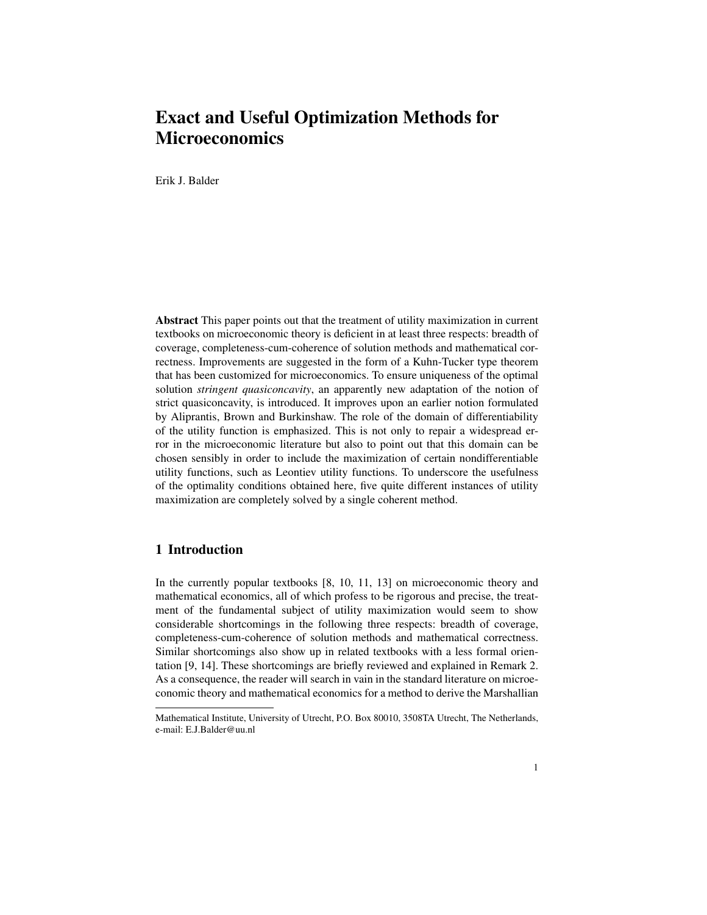# Exact and Useful Optimization Methods for Microeconomics

Erik J. Balder

**Abstract** This paper points out that the treatment of utility maximization in current textbooks on microeconomic theory is deficient in at least three respects: breadth of coverage, completeness-cum-coherence of solution methods and mathematical correctness. Improvements are suggested in the form of a Kuhn-Tucker type theorem that has been customized for microeconomics. To ensure uniqueness of the optimal solution *stringent quasiconcavity*, an apparently new adaptation of the notion of strict quasiconcavity, is introduced. It improves upon an earlier notion formulated by Aliprantis, Brown and Burkinshaw. The role of the domain of differentiability of the utility function is emphasized. This is not only to repair a widespread error in the microeconomic literature but also to point out that this domain can be chosen sensibly in order to include the maximization of certain nondifferentiable utility functions, such as Leontiev utility functions. To underscore the usefulness of the optimality conditions obtained here, five quite different instances of utility maximization are completely solved by a single coherent method.

## 1 Introduction

In the currently popular textbooks [8, 10, 11, 13] on microeconomic theory and mathematical economics, all of which profess to be rigorous and precise, the treatment of the fundamental subject of utility maximization would seem to show considerable shortcomings in the following three respects: breadth of coverage, completeness-cum-coherence of solution methods and mathematical correctness. Similar shortcomings also show up in related textbooks with a less formal orientation [9, 14]. These shortcomings are briefly reviewed and explained in Remark 2. As a consequence, the reader will search in vain in the standard literature on microeconomic theory and mathematical economics for a method to derive the Marshallian

---

Mathematical Institute, University of Utrecht, P.O. Box 80010, 3508TA Utrecht, The Netherlands, e-mail: E.J.Balder@uu.nl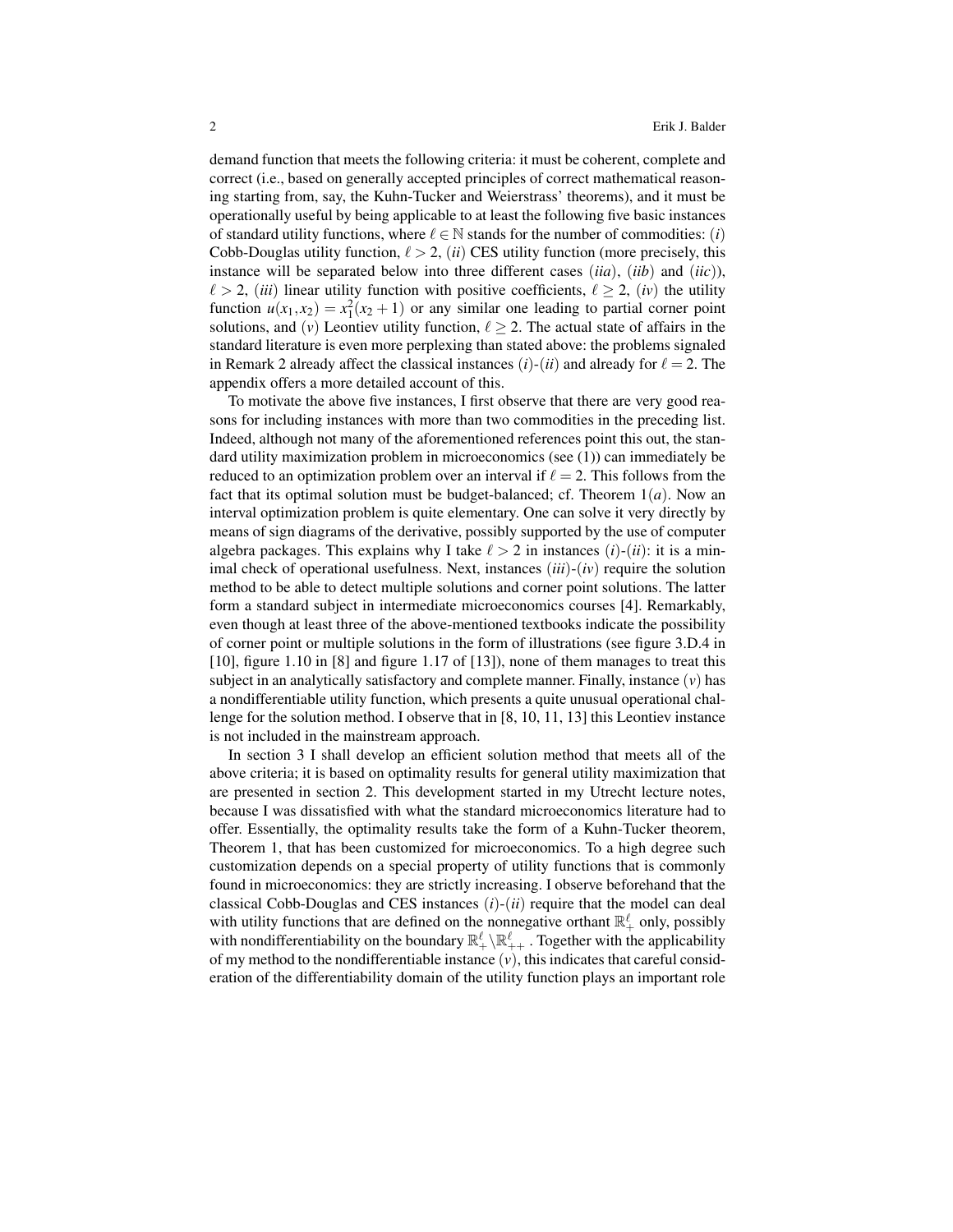demand function that meets the following criteria: it must be coherent, complete and correct (i.e., based on generally accepted principles of correct mathematical reasoning starting from, say, the Kuhn-Tucker and Weierstrass' theorems), and it must be operationally useful by being applicable to at least the following five basic instances of standard utility functions, where $\ell \in \mathbb{N}$ stands for the number of commodities: $(i)$ Cobb-Douglas utility function, $\ell > 2$, $(ii)$ CES utility function (more precisely, this instance will be separated below into three different cases $(iia)$, $(iib)$ and $(iic)$), $\ell > 2$, $(iii)$ linear utility function with positive coefficients, $\ell \geq 2$, $(iv)$ the utility function $u(x_1, x_2) = x_1^2(x_2 + 1)$ or any similar one leading to partial corner point solutions, and $(v)$ Leontiev utility function, $\ell \geq 2$. The actual state of affairs in the standard literature is even more perplexing than stated above: the problems signaled in Remark 2 already affect the classical instances $(i)$-$(ii)$ and already for $\ell = 2$. The appendix offers a more detailed account of this.

To motivate the above five instances, I first observe that there are very good reasons for including instances with more than two commodities in the preceding list. Indeed, although not many of the aforementioned references point this out, the standard utility maximization problem in microeconomics (see (1)) can immediately be reduced to an optimization problem over an interval if $\ell = 2$. This follows from the fact that its optimal solution must be budget-balanced; cf. Theorem 1$(a)$. Now an interval optimization problem is quite elementary. One can solve it very directly by means of sign diagrams of the derivative, possibly supported by the use of computer algebra packages. This explains why I take $\ell > 2$ in instances $(i)$-$(ii)$: it is a minimal check of operational usefulness. Next, instances $(iii)$-$(iv)$ require the solution method to be able to detect multiple solutions and corner point solutions. The latter form a standard subject in intermediate microeconomics courses [4]. Remarkably, even though at least three of the above-mentioned textbooks indicate the possibility of corner point or multiple solutions in the form of illustrations (see figure 3.D.4 in [10], figure 1.10 in [8] and figure 1.17 of [13]), none of them manages to treat this subject in an analytically satisfactory and complete manner. Finally, instance $(v)$ has a nondifferentiable utility function, which presents a quite unusual operational challenge for the solution method. I observe that in [8, 10, 11, 13] this Leontiev instance is not included in the mainstream approach.

In section 3 I shall develop an efficient solution method that meets all of the above criteria; it is based on optimality results for general utility maximization that are presented in section 2. This development started in my Utrecht lecture notes, because I was dissatisfied with what the standard microeconomics literature had to offer. Essentially, the optimality results take the form of a Kuhn-Tucker theorem, Theorem 1, that has been customized for microeconomics. To a high degree such customization depends on a special property of utility functions that is commonly found in microeconomics: they are strictly increasing. I observe beforehand that the classical Cobb-Douglas and CES instances $(i)$-$(ii)$ require that the model can deal with utility functions that are defined on the nonnegative orthant $\mathbb{R}^\ell_+$ only, possibly with nondifferentiability on the boundary $\mathbb{R}^\ell_+ \backslash \mathbb{R}^\ell_{++}$. Together with the applicability of my method to the nondifferentiable instance $(v)$, this indicates that careful consideration of the differentiability domain of the utility function plays an important role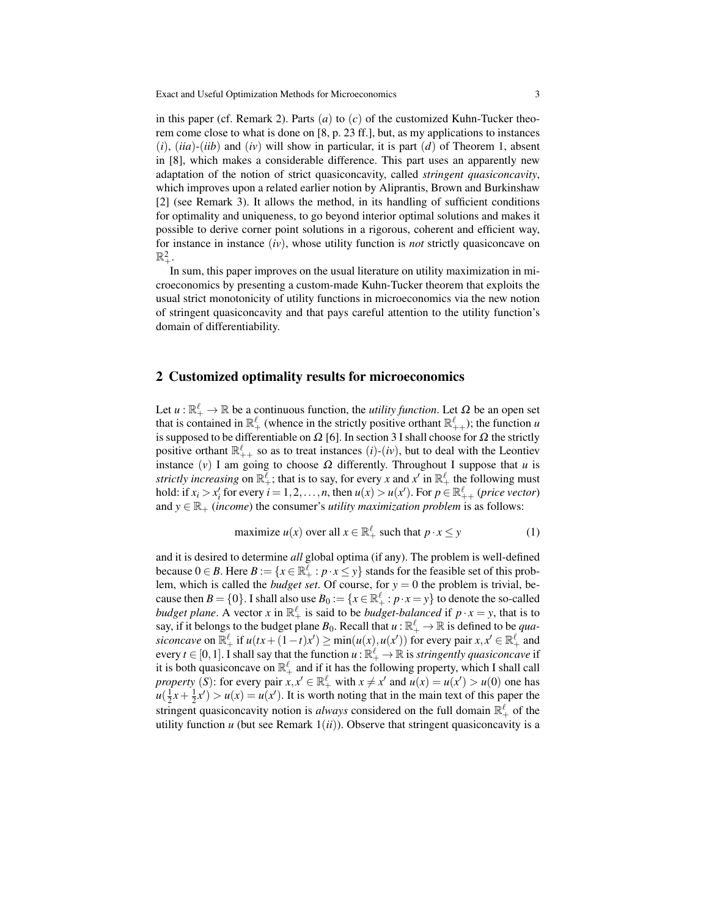in this paper (cf. Remark 2). Parts $(a)$ to $(c)$ of the customized Kuhn-Tucker theorem come close to what is done on [8, p. 23 ff.], but, as my applications to instances $(i)$, $(iia)$-$(iib)$ and $(iv)$ will show in particular, it is part $(d)$ of Theorem 1, absent in [8], which makes a considerable difference. This part uses an apparently new adaptation of the notion of strict quasiconcavity, called *stringent quasiconcavity*, which improves upon a related earlier notion by Aliprantis, Brown and Burkinshaw [2] (see Remark 3). It allows the method, in its handling of sufficient conditions for optimality and uniqueness, to go beyond interior optimal solutions and makes it possible to derive corner point solutions in a rigorous, coherent and efficient way, for instance in instance $(iv)$, whose utility function is *not* strictly quasiconcave on $\mathbb{R}^2_+$.

In sum, this paper improves on the usual literature on utility maximization in microeconomics by presenting a custom-made Kuhn-Tucker theorem that exploits the usual strict monotonicity of utility functions in microeconomics via the new notion of stringent quasiconcavity and that pays careful attention to the utility function's domain of differentiability.

## 2 Customized optimality results for microeconomics

Let $u : \mathbb{R}^\ell_+ \to \mathbb{R}$ be a continuous function, the *utility function*. Let $\Omega$ be an open set that is contained in $\mathbb{R}^\ell_+$ (whence in the strictly positive orthant $\mathbb{R}^\ell_{++}$); the function $u$ is supposed to be differentiable on $\Omega$ [6]. In section 3 I shall choose for $\Omega$ the strictly positive orthant $\mathbb{R}^\ell_{++}$ so as to treat instances $(i)$-$(iv)$, but to deal with the Leontiev instance $(v)$ I am going to choose $\Omega$ differently. Throughout I suppose that $u$ is *strictly increasing* on $\mathbb{R}^\ell_+$; that is to say, for every $x$ and $x'$ in $\mathbb{R}^\ell_+$ the following must hold: if $x_i > x'_i$ for every $i = 1, 2, \ldots, n$, then $u(x) > u(x')$. For $p \in \mathbb{R}^\ell_{++}$ (*price vector*) and $y \in \mathbb{R}_+$ (*income*) the consumer's *utility maximization problem* is as follows:

$$\text{maximize } u(x) \text{ over all } x \in \mathbb{R}^\ell_+ \text{ such that } p \cdot x \leq y \tag{1}$$

and it is desired to determine *all* global optima (if any). The problem is well-defined because $0 \in B$. Here $B := \{x \in \mathbb{R}^\ell_+ : p \cdot x \leq y\}$ stands for the feasible set of this problem, which is called the *budget set*. Of course, for $y = 0$ the problem is trivial, because then $B = \{0\}$. I shall also use $B_0 := \{x \in \mathbb{R}^\ell_+ : p \cdot x = y\}$ to denote the so-called *budget plane*. A vector $x$ in $\mathbb{R}^\ell_+$ is said to be *budget-balanced* if $p \cdot x = y$, that is to say, if it belongs to the budget plane $B_0$. Recall that $u : \mathbb{R}^\ell_+ \to \mathbb{R}$ is defined to be *quasiconcave* on $\mathbb{R}^\ell_+$ if $u(tx + (1-t)x') \geq \min(u(x), u(x'))$ for every pair $x, x' \in \mathbb{R}^\ell_+$ and every $t \in [0, 1]$. I shall say that the function $u : \mathbb{R}^\ell_+ \to \mathbb{R}$ is *stringently quasiconcave* if it is both quasiconcave on $\mathbb{R}^\ell_+$ and if it has the following property, which I shall call *property* $(S)$: for every pair $x, x' \in \mathbb{R}^\ell_+$ with $x \neq x'$ and $u(x) = u(x') > u(0)$ one has $u(\frac{1}{2}x + \frac{1}{2}x') > u(x) = u(x')$. It is worth noting that in the main text of this paper the stringent quasiconcavity notion is *always* considered on the full domain $\mathbb{R}^\ell_+$ of the utility function $u$ (but see Remark $1(ii)$). Observe that stringent quasiconcavity is a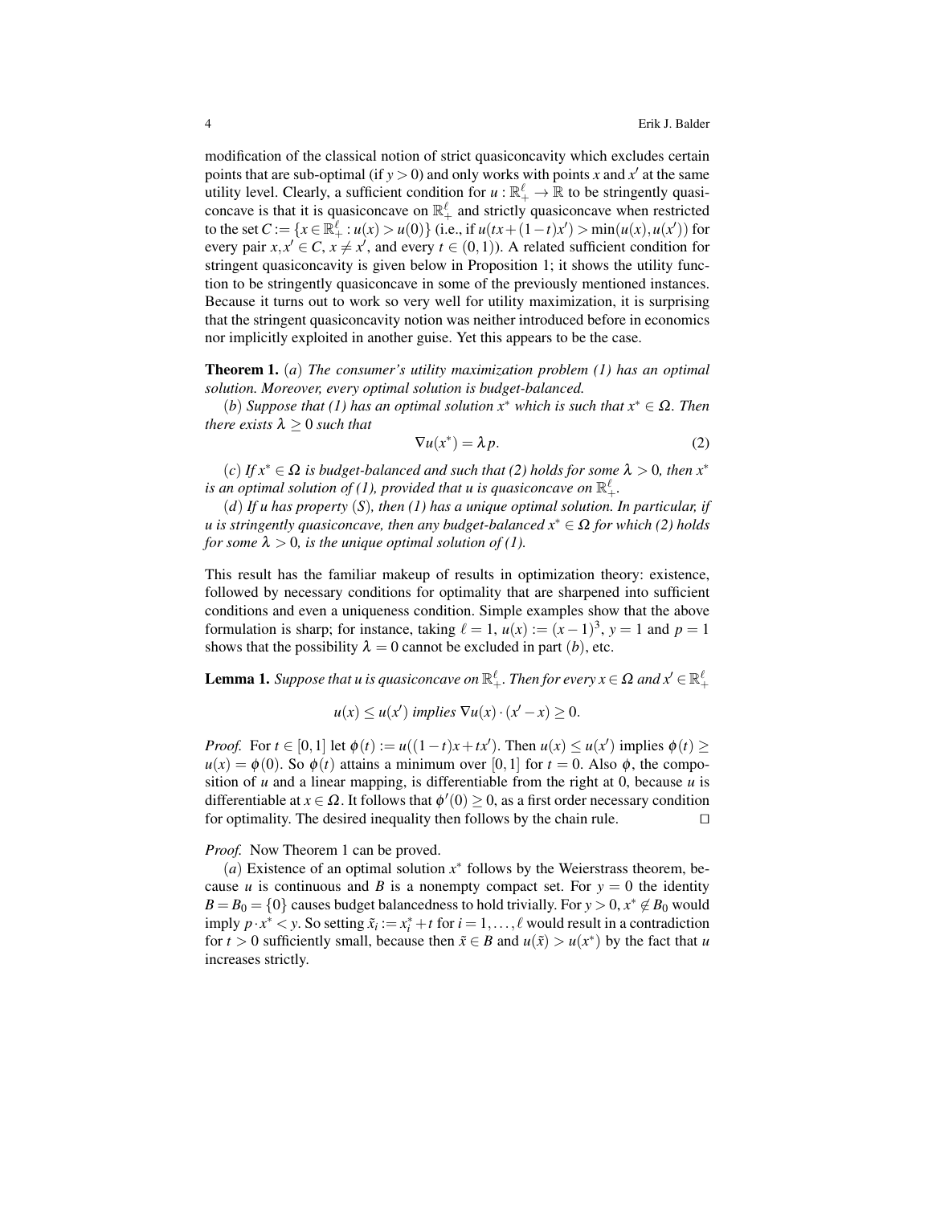modification of the classical notion of strict quasiconcavity which excludes certain points that are sub-optimal (if $y > 0$) and only works with points $x$ and $x'$ at the same utility level. Clearly, a sufficient condition for $u : \mathbb{R}_+^\ell \to \mathbb{R}$ to be stringently quasiconcave is that it is quasiconcave on $\mathbb{R}_+^\ell$ and strictly quasiconcave when restricted to the set $C := \{x \in \mathbb{R}_+^\ell : u(x) > u(0)\}$ (i.e., if $u(tx + (1-t)x') > \min(u(x), u(x'))$ for every pair $x, x' \in C$, $x \neq x'$, and every $t \in (0,1)$). A related sufficient condition for stringent quasiconcavity is given below in Proposition 1; it shows the utility function to be stringently quasiconcave in some of the previously mentioned instances. Because it turns out to work so very well for utility maximization, it is surprising that the stringent quasiconcavity notion was neither introduced before in economics nor implicitly exploited in another guise. Yet this appears to be the case.

**Theorem 1.** $(a)$ *The consumer's utility maximization problem (1) has an optimal solution. Moreover, every optimal solution is budget-balanced.*

$(b)$ *Suppose that (1) has an optimal solution $x^*$ which is such that $x^* \in \Omega$. Then there exists $\lambda \geq 0$ such that*

$$\nabla u(x^*) = \lambda p. \tag{2}$$

$(c)$ *If $x^* \in \Omega$ is budget-balanced and such that (2) holds for some $\lambda > 0$, then $x^*$ is an optimal solution of (1), provided that $u$ is quasiconcave on $\mathbb{R}_+^\ell$.*

$(d)$ *If $u$ has property $(S)$, then (1) has a unique optimal solution. In particular, if $u$ is stringently quasiconcave, then any budget-balanced $x^* \in \Omega$ for which (2) holds for some $\lambda > 0$, is the unique optimal solution of (1).*

This result has the familiar makeup of results in optimization theory: existence, followed by necessary conditions for optimality that are sharpened into sufficient conditions and even a uniqueness condition. Simple examples show that the above formulation is sharp; for instance, taking $\ell = 1$, $u(x) := (x-1)^3$, $y = 1$ and $p = 1$ shows that the possibility $\lambda = 0$ cannot be excluded in part $(b)$, etc.

**Lemma 1.** *Suppose that $u$ is quasiconcave on $\mathbb{R}_+^\ell$. Then for every $x \in \Omega$ and $x' \in \mathbb{R}_+^\ell$*

$$u(x) \leq u(x') \text{ implies } \nabla u(x) \cdot (x' - x) \geq 0.$$

*Proof.* For $t \in [0,1]$ let $\phi(t) := u((1-t)x + tx')$. Then $u(x) \leq u(x')$ implies $\phi(t) \geq u(x) = \phi(0)$. So $\phi(t)$ attains a minimum over $[0,1]$ for $t = 0$. Also $\phi$, the composition of $u$ and a linear mapping, is differentiable from the right at 0, because $u$ is differentiable at $x \in \Omega$. It follows that $\phi'(0) \geq 0$, as a first order necessary condition for optimality. The desired inequality then follows by the chain rule. □

*Proof.* Now Theorem 1 can be proved.

$(a)$ Existence of an optimal solution $x^*$ follows by the Weierstrass theorem, because $u$ is continuous and $B$ is a nonempty compact set. For $y = 0$ the identity $B = B_0 = \{0\}$ causes budget balancedness to hold trivially. For $y > 0$, $x^* \notin B_0$ would imply $p \cdot x^* < y$. So setting $\tilde{x}_i := x_i^* + t$ for $i = 1, \ldots, \ell$ would result in a contradiction for $t > 0$ sufficiently small, because then $\tilde{x} \in B$ and $u(\tilde{x}) > u(x^*)$ by the fact that $u$ increases strictly.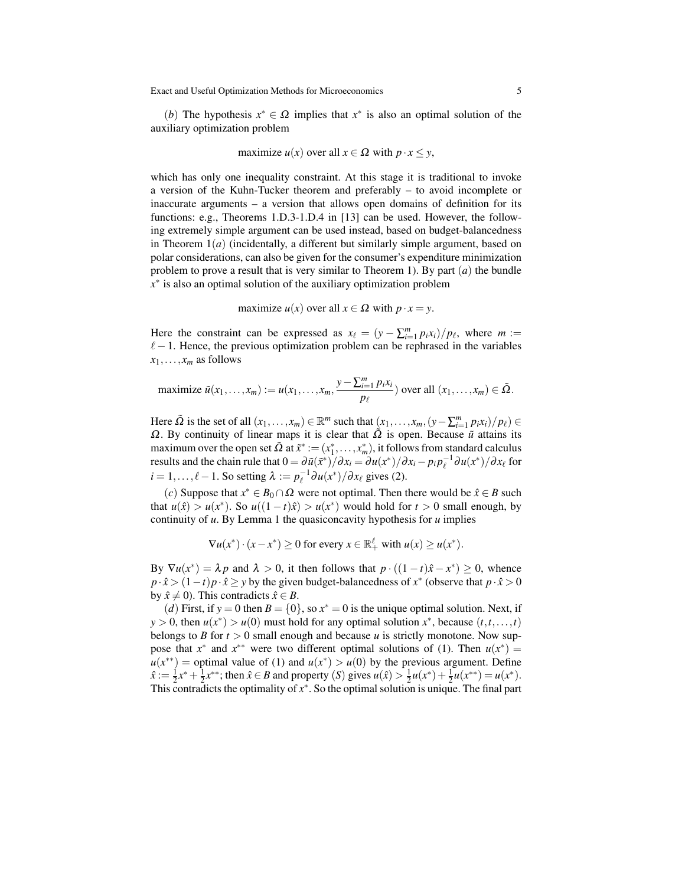(*b*) The hypothesis $x^* \in \Omega$ implies that $x^*$ is also an optimal solution of the auxiliary optimization problem

$$\text{maximize } u(x) \text{ over all } x \in \Omega \text{ with } p \cdot x \leq y,$$

which has only one inequality constraint. At this stage it is traditional to invoke a version of the Kuhn-Tucker theorem and preferably – to avoid incomplete or inaccurate arguments – a version that allows open domains of definition for its functions: e.g., Theorems 1.D.3-1.D.4 in [13] can be used. However, the following extremely simple argument can be used instead, based on budget-balancedness in Theorem 1(*a*) (incidentally, a different but similarly simple argument, based on polar considerations, can also be given for the consumer's expenditure minimization problem to prove a result that is very similar to Theorem 1). By part (*a*) the bundle $x^*$ is also an optimal solution of the auxiliary optimization problem

$$\text{maximize } u(x) \text{ over all } x \in \Omega \text{ with } p \cdot x = y.$$

Here the constraint can be expressed as $x_\ell = (y - \sum_{i=1}^m p_i x_i)/p_\ell$, where $m := \ell - 1$. Hence, the previous optimization problem can be rephrased in the variables $x_1, \ldots, x_m$ as follows

$$\text{maximize } \tilde{u}(x_1, \ldots, x_m) := u(x_1, \ldots, x_m, \frac{y - \sum_{i=1}^m p_i x_i}{p_\ell}) \text{ over all } (x_1, \ldots, x_m) \in \tilde{\Omega}.$$

Here $\tilde{\Omega}$ is the set of all $(x_1, \ldots, x_m) \in \mathbb{R}^m$ such that $(x_1, \ldots, x_m, (y - \sum_{i=1}^m p_i x_i)/p_\ell) \in \Omega$. By continuity of linear maps it is clear that $\tilde{\Omega}$ is open. Because $\tilde{u}$ attains its maximum over the open set $\tilde{\Omega}$ at $\tilde{x}^* := (x_1^*, \ldots, x_m^*)$, it follows from standard calculus results and the chain rule that $0 = \partial \tilde{u}(\tilde{x}^*)/\partial x_i = \partial u(x^*)/\partial x_i - p_i p_\ell^{-1} \partial u(x^*)/\partial x_\ell$ for $i = 1, \ldots, \ell - 1$. So setting $\lambda := p_\ell^{-1} \partial u(x^*)/\partial x_\ell$ gives (2).

(*c*) Suppose that $x^* \in B_0 \cap \Omega$ were not optimal. Then there would be $\hat{x} \in B$ such that $u(\hat{x}) > u(x^*)$. So $u((1-t)\hat{x}) > u(x^*)$ would hold for $t > 0$ small enough, by continuity of $u$. By Lemma 1 the quasiconcavity hypothesis for $u$ implies

$$\nabla u(x^*) \cdot (x - x^*) \geq 0 \text{ for every } x \in \mathbb{R}_+^\ell \text{ with } u(x) \geq u(x^*).$$

By $\nabla u(x^*) = \lambda p$ and $\lambda > 0$, it then follows that $p \cdot ((1-t)\hat{x} - x^*) \geq 0$, whence $p \cdot \hat{x} > (1-t) p \cdot \hat{x} \geq y$ by the given budget-balancedness of $x^*$ (observe that $p \cdot \hat{x} > 0$ by $\hat{x} \neq 0$). This contradicts $\hat{x} \in B$.

(*d*) First, if $y = 0$ then $B = \{0\}$, so $x^* = 0$ is the unique optimal solution. Next, if $y > 0$, then $u(x^*) > u(0)$ must hold for any optimal solution $x^*$, because $(t, t, \ldots, t)$ belongs to $B$ for $t > 0$ small enough and because $u$ is strictly monotone. Now suppose that $x^*$ and $x^{**}$ were two different optimal solutions of (1). Then $u(x^*) = u(x^{**}) =$ optimal value of (1) and $u(x^*) > u(0)$ by the previous argument. Define $\hat{x} := \frac{1}{2}x^* + \frac{1}{2}x^{**}$; then $\hat{x} \in B$ and property (*S*) gives $u(\hat{x}) > \frac{1}{2}u(x^*) + \frac{1}{2}u(x^{**}) = u(x^*)$. This contradicts the optimality of $x^*$. So the optimal solution is unique. The final part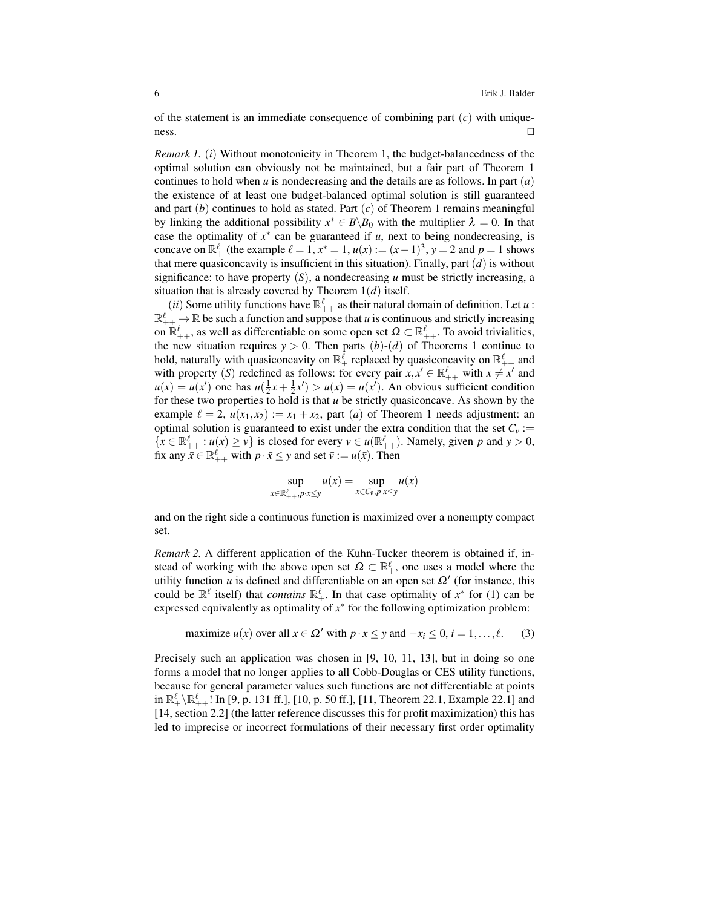of the statement is an immediate consequence of combining part $(c)$ with uniqueness. $\square$

*Remark 1.* $(i)$ Without monotonicity in Theorem 1, the budget-balancedness of the optimal solution can obviously not be maintained, but a fair part of Theorem 1 continues to hold when $u$ is nondecreasing and the details are as follows. In part $(a)$ the existence of at least one budget-balanced optimal solution is still guaranteed and part $(b)$ continues to hold as stated. Part $(c)$ of Theorem 1 remains meaningful by linking the additional possibility $x^* \in B \backslash B_0$ with the multiplier $\lambda = 0$. In that case the optimality of $x^*$ can be guaranteed if $u$, next to being nondecreasing, is concave on $\mathbb{R}^\ell_+$ (the example $\ell = 1$, $x^* = 1$, $u(x) := (x-1)^3$, $y = 2$ and $p = 1$ shows that mere quasiconcavity is insufficient in this situation). Finally, part $(d)$ is without significance: to have property $(S)$, a nondecreasing $u$ must be strictly increasing, a situation that is already covered by Theorem 1$(d)$ itself.

$(ii)$ Some utility functions have $\mathbb{R}^\ell_{++}$ as their natural domain of definition. Let $u : \mathbb{R}^\ell_{++} \to \mathbb{R}$ be such a function and suppose that $u$ is continuous and strictly increasing on $\mathbb{R}^\ell_{++}$, as well as differentiable on some open set $\Omega \subset \mathbb{R}^\ell_{++}$. To avoid trivialities, the new situation requires $y > 0$. Then parts $(b)$-$(d)$ of Theorems 1 continue to hold, naturally with quasiconcavity on $\mathbb{R}^\ell_+$ replaced by quasiconcavity on $\mathbb{R}^\ell_{++}$ and with property $(S)$ redefined as follows: for every pair $x, x' \in \mathbb{R}^\ell_{++}$ with $x \neq x'$ and $u(x) = u(x')$ one has $u(\frac{1}{2}x + \frac{1}{2}x') > u(x) = u(x')$. An obvious sufficient condition for these two properties to hold is that $u$ be strictly quasiconcave. As shown by the example $\ell = 2$, $u(x_1, x_2) := x_1 + x_2$, part $(a)$ of Theorem 1 needs adjustment: an optimal solution is guaranteed to exist under the extra condition that the set $C_v := \{x \in \mathbb{R}^\ell_{++} : u(x) \geq v\}$ is closed for every $v \in u(\mathbb{R}^\ell_{++})$. Namely, given $p$ and $y > 0$, fix any $\bar{x} \in \mathbb{R}^\ell_{++}$ with $p \cdot \bar{x} \leq y$ and set $\bar{v} := u(\bar{x})$. Then

$$\sup_{x \in \mathbb{R}^\ell_{++}, p \cdot x \leq y} u(x) = \sup_{x \in C_{\bar{v}}, p \cdot x \leq y} u(x)$$

and on the right side a continuous function is maximized over a nonempty compact set.

*Remark 2.* A different application of the Kuhn-Tucker theorem is obtained if, instead of working with the above open set $\Omega \subset \mathbb{R}^\ell_+$, one uses a model where the utility function $u$ is defined and differentiable on an open set $\Omega'$ (for instance, this could be $\mathbb{R}^\ell$ itself) that *contains* $\mathbb{R}^\ell_+$. In that case optimality of $x^*$ for (1) can be expressed equivalently as optimality of $x^*$ for the following optimization problem:

$$\text{maximize } u(x) \text{ over all } x \in \Omega' \text{ with } p \cdot x \leq y \text{ and } -x_i \leq 0,\ i = 1, \ldots, \ell. \tag{3}$$

Precisely such an application was chosen in [9, 10, 11, 13], but in doing so one forms a model that no longer applies to all Cobb-Douglas or CES utility functions, because for general parameter values such functions are not differentiable at points in $\mathbb{R}^\ell_+ \backslash \mathbb{R}^\ell_{++}$! In [9, p. 131 ff.], [10, p. 50 ff.], [11, Theorem 22.1, Example 22.1] and [14, section 2.2] (the latter reference discusses this for profit maximization) this has led to imprecise or incorrect formulations of their necessary first order optimality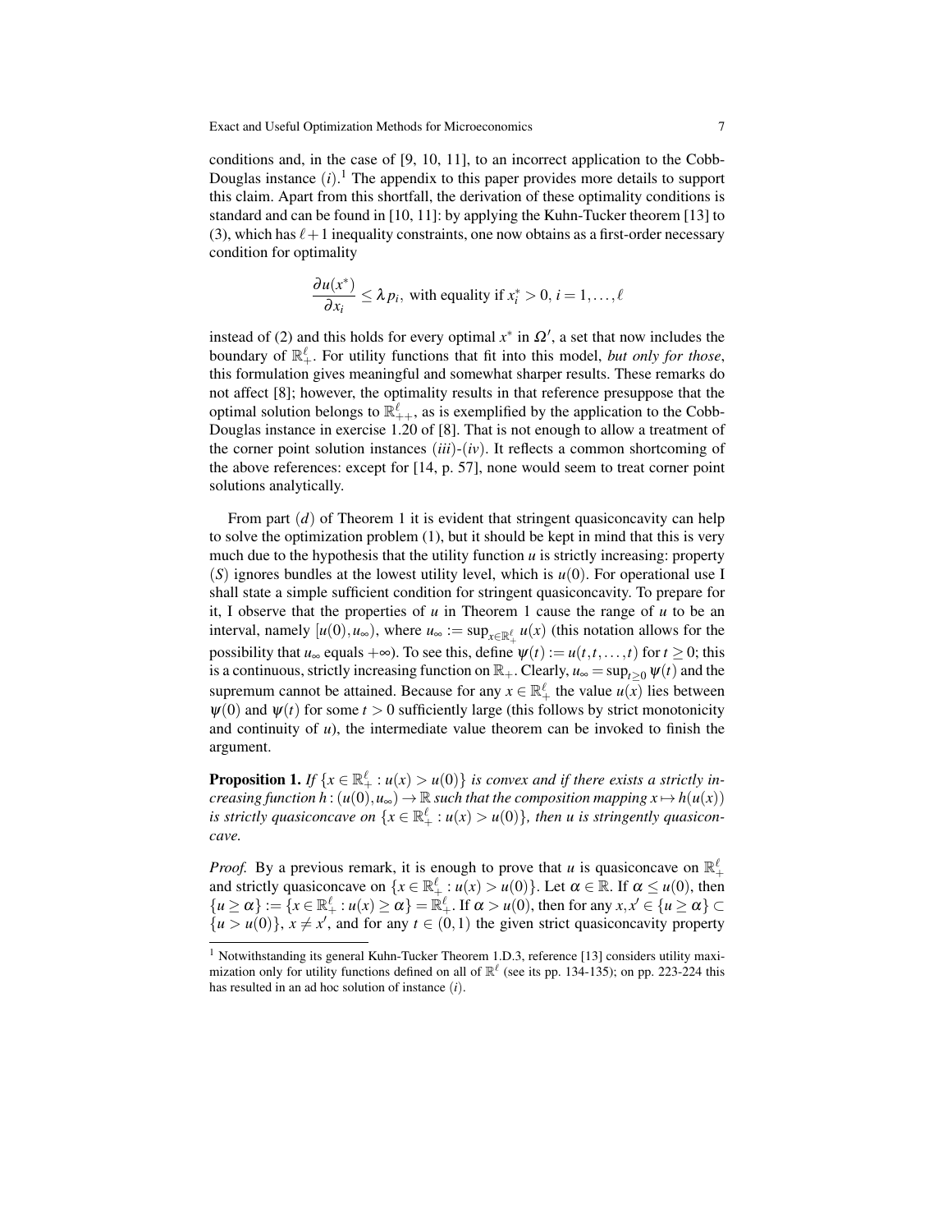conditions and, in the case of [9, 10, 11], to an incorrect application to the Cobb-Douglas instance $(i)$.[1] The appendix to this paper provides more details to support this claim. Apart from this shortfall, the derivation of these optimality conditions is standard and can be found in [10, 11]: by applying the Kuhn-Tucker theorem [13] to (3), which has $\ell+1$ inequality constraints, one now obtains as a first-order necessary condition for optimality

$$\frac{\partial u(x^*)}{\partial x_i} \leq \lambda\, p_i, \text{ with equality if } x_i^* > 0,\, i = 1, \ldots, \ell$$

instead of (2) and this holds for every optimal $x^*$ in $\Omega'$, a set that now includes the boundary of $\mathbb{R}^\ell_+$. For utility functions that fit into this model, *but only for those*, this formulation gives meaningful and somewhat sharper results. These remarks do not affect [8]; however, the optimality results in that reference presuppose that the optimal solution belongs to $\mathbb{R}^\ell_{++}$, as is exemplified by the application to the Cobb-Douglas instance in exercise 1.20 of [8]. That is not enough to allow a treatment of the corner point solution instances $(iii)$-$(iv)$. It reflects a common shortcoming of the above references: except for [14, p. 57], none would seem to treat corner point solutions analytically.

From part $(d)$ of Theorem 1 it is evident that stringent quasiconcavity can help to solve the optimization problem (1), but it should be kept in mind that this is very much due to the hypothesis that the utility function $u$ is strictly increasing: property $(S)$ ignores bundles at the lowest utility level, which is $u(0)$. For operational use I shall state a simple sufficient condition for stringent quasiconcavity. To prepare for it, I observe that the properties of $u$ in Theorem 1 cause the range of $u$ to be an interval, namely $[u(0), u_\infty)$, where $u_\infty := \sup_{x \in \mathbb{R}^\ell_+} u(x)$ (this notation allows for the possibility that $u_\infty$ equals $+\infty$). To see this, define $\psi(t) := u(t, t, \ldots, t)$ for $t \geq 0$; this is a continuous, strictly increasing function on $\mathbb{R}_+$. Clearly, $u_\infty = \sup_{t \geq 0} \psi(t)$ and the supremum cannot be attained. Because for any $x \in \mathbb{R}^\ell_+$ the value $u(x)$ lies between $\psi(0)$ and $\psi(t)$ for some $t > 0$ sufficiently large (this follows by strict monotonicity and continuity of $u$), the intermediate value theorem can be invoked to finish the argument.

**Proposition 1.** *If $\{x \in \mathbb{R}^\ell_+ : u(x) > u(0)\}$ is convex and if there exists a strictly increasing function $h : (u(0), u_\infty) \to \mathbb{R}$ such that the composition mapping $x \mapsto h(u(x))$ is strictly quasiconcave on $\{x \in \mathbb{R}^\ell_+ : u(x) > u(0)\}$, then $u$ is stringently quasiconcave.*

*Proof.* By a previous remark, it is enough to prove that $u$ is quasiconcave on $\mathbb{R}^\ell_+$ and strictly quasiconcave on $\{x \in \mathbb{R}^\ell_+ : u(x) > u(0)\}$. Let $\alpha \in \mathbb{R}$. If $\alpha \leq u(0)$, then $\{u \geq \alpha\} := \{x \in \mathbb{R}^\ell_+ : u(x) \geq \alpha\} = \mathbb{R}^\ell_+$. If $\alpha > u(0)$, then for any $x, x' \in \{u \geq \alpha\} \subset \{u > u(0)\}$, $x \neq x'$, and for any $t \in (0,1)$ the given strict quasiconcavity property

---

[1] Notwithstanding its general Kuhn-Tucker Theorem 1.D.3, reference [13] considers utility maximization only for utility functions defined on all of $\mathbb{R}^\ell$ (see its pp. 134-135); on pp. 223-224 this has resulted in an ad hoc solution of instance $(i)$.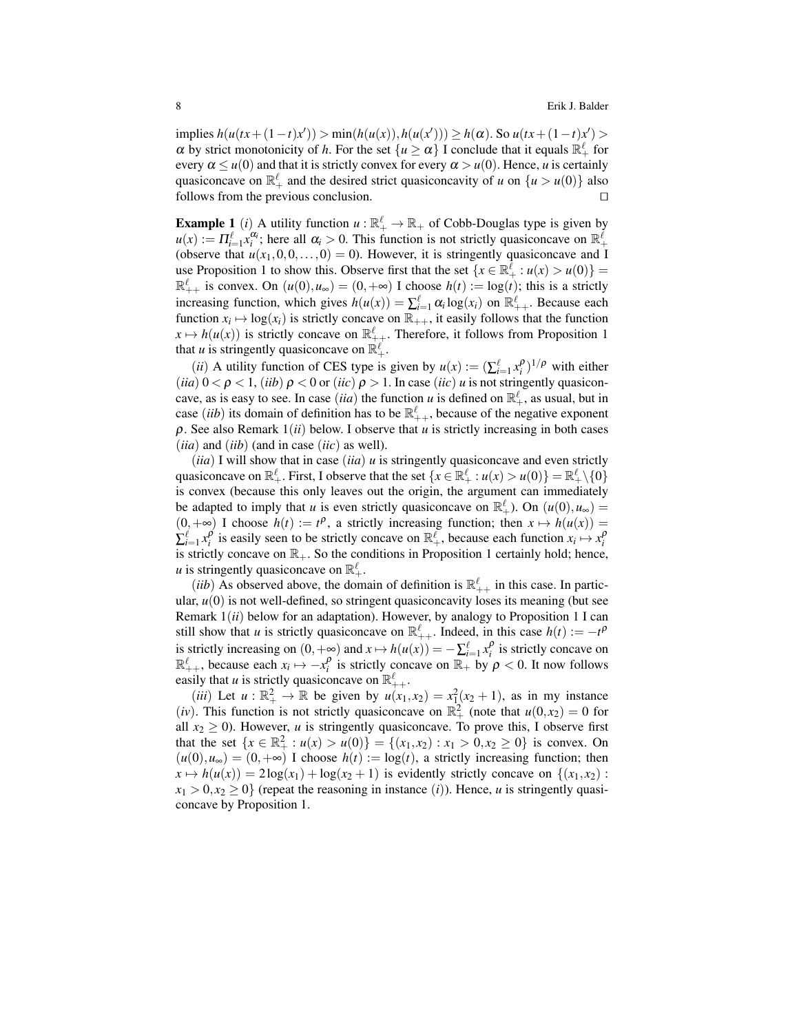implies $h(u(tx+(1-t)x')) > \min(h(u(x)), h(u(x'))) \geq h(\alpha)$. So $u(tx+(1-t)x') > \alpha$ by strict monotonicity of $h$. For the set $\{u \geq \alpha\}$ I conclude that it equals $\mathbb{R}^\ell_+$ for every $\alpha \leq u(0)$ and that it is strictly convex for every $\alpha > u(0)$. Hence, $u$ is certainly quasiconcave on $\mathbb{R}^\ell_+$ and the desired strict quasiconcavity of $u$ on $\{u > u(0)\}$ also follows from the previous conclusion. $\square$

**Example 1** (*i*) A utility function $u : \mathbb{R}^\ell_+ \to \mathbb{R}_+$ of Cobb-Douglas type is given by $u(x) := \Pi_{i=1}^\ell x_i^{\alpha_i}$; here all $\alpha_i > 0$. This function is not strictly quasiconcave on $\mathbb{R}^\ell_+$ (observe that $u(x_1, 0, 0, \ldots, 0) = 0$). However, it is stringently quasiconcave and I use Proposition 1 to show this. Observe first that the set $\{x \in \mathbb{R}^\ell_+ : u(x) > u(0)\} = \mathbb{R}^\ell_{++}$ is convex. On $(u(0), u_\infty) = (0, +\infty)$ I choose $h(t) := \log(t)$; this is a strictly increasing function, which gives $h(u(x)) = \sum_{i=1}^\ell \alpha_i \log(x_i)$ on $\mathbb{R}^\ell_{++}$. Because each function $x_i \mapsto \log(x_i)$ is strictly concave on $\mathbb{R}_{++}$, it easily follows that the function $x \mapsto h(u(x))$ is strictly concave on $\mathbb{R}^\ell_{++}$. Therefore, it follows from Proposition 1 that $u$ is stringently quasiconcave on $\mathbb{R}^\ell_+$.

(*ii*) A utility function of CES type is given by $u(x) := (\sum_{i=1}^\ell x_i^\rho)^{1/\rho}$ with either (*iia*) $0 < \rho < 1$, (*iib*) $\rho < 0$ or (*iic*) $\rho > 1$. In case (*iic*) $u$ is not stringently quasiconcave, as is easy to see. In case (*iia*) the function $u$ is defined on $\mathbb{R}^\ell_+$, as usual, but in case (*iib*) its domain of definition has to be $\mathbb{R}^\ell_{++}$, because of the negative exponent $\rho$. See also Remark 1(*ii*) below. I observe that $u$ is strictly increasing in both cases (*iia*) and (*iib*) (and in case (*iic*) as well).

(*iia*) I will show that in case (*iia*) $u$ is stringently quasiconcave and even strictly quasiconcave on $\mathbb{R}^\ell_+$. First, I observe that the set $\{x \in \mathbb{R}^\ell_+ : u(x) > u(0)\} = \mathbb{R}^\ell_+ \backslash \{0\}$ is convex (because this only leaves out the origin, the argument can immediately be adapted to imply that $u$ is even strictly quasiconcave on $\mathbb{R}^\ell_+$). On $(u(0), u_\infty) = (0, +\infty)$ I choose $h(t) := t^\rho$, a strictly increasing function; then $x \mapsto h(u(x)) = \sum_{i=1}^\ell x_i^\rho$ is easily seen to be strictly concave on $\mathbb{R}^\ell_+$, because each function $x_i \mapsto x_i^\rho$ is strictly concave on $\mathbb{R}_+$. So the conditions in Proposition 1 certainly hold; hence, $u$ is stringently quasiconcave on $\mathbb{R}^\ell_+$.

(*iib*) As observed above, the domain of definition is $\mathbb{R}^\ell_{++}$ in this case. In particular, $u(0)$ is not well-defined, so stringent quasiconcavity loses its meaning (but see Remark 1(*ii*) below for an adaptation). However, by analogy to Proposition 1 I can still show that $u$ is strictly quasiconcave on $\mathbb{R}^\ell_{++}$. Indeed, in this case $h(t) := -t^\rho$ is strictly increasing on $(0, +\infty)$ and $x \mapsto h(u(x)) = -\sum_{i=1}^\ell x_i^\rho$ is strictly concave on $\mathbb{R}^\ell_{++}$, because each $x_i \mapsto -x_i^\rho$ is strictly concave on $\mathbb{R}_+$ by $\rho < 0$. It now follows easily that $u$ is strictly quasiconcave on $\mathbb{R}^\ell_{++}$.

(*iii*) Let $u : \mathbb{R}^2_+ \to \mathbb{R}$ be given by $u(x_1, x_2) = x_1^2(x_2 + 1)$, as in my instance (*iv*). This function is not strictly quasiconcave on $\mathbb{R}^2_+$ (note that $u(0, x_2) = 0$ for all $x_2 \geq 0$). However, $u$ is stringently quasiconcave. To prove this, I observe first that the set $\{x \in \mathbb{R}^2_+ : u(x) > u(0)\} = \{(x_1, x_2) : x_1 > 0, x_2 \geq 0\}$ is convex. On $(u(0), u_\infty) = (0, +\infty)$ I choose $h(t) := \log(t)$, a strictly increasing function; then $x \mapsto h(u(x)) = 2\log(x_1) + \log(x_2 + 1)$ is evidently strictly concave on $\{(x_1, x_2) : x_1 > 0, x_2 \geq 0\}$ (repeat the reasoning in instance (*i*)). Hence, $u$ is stringently quasiconcave by Proposition 1.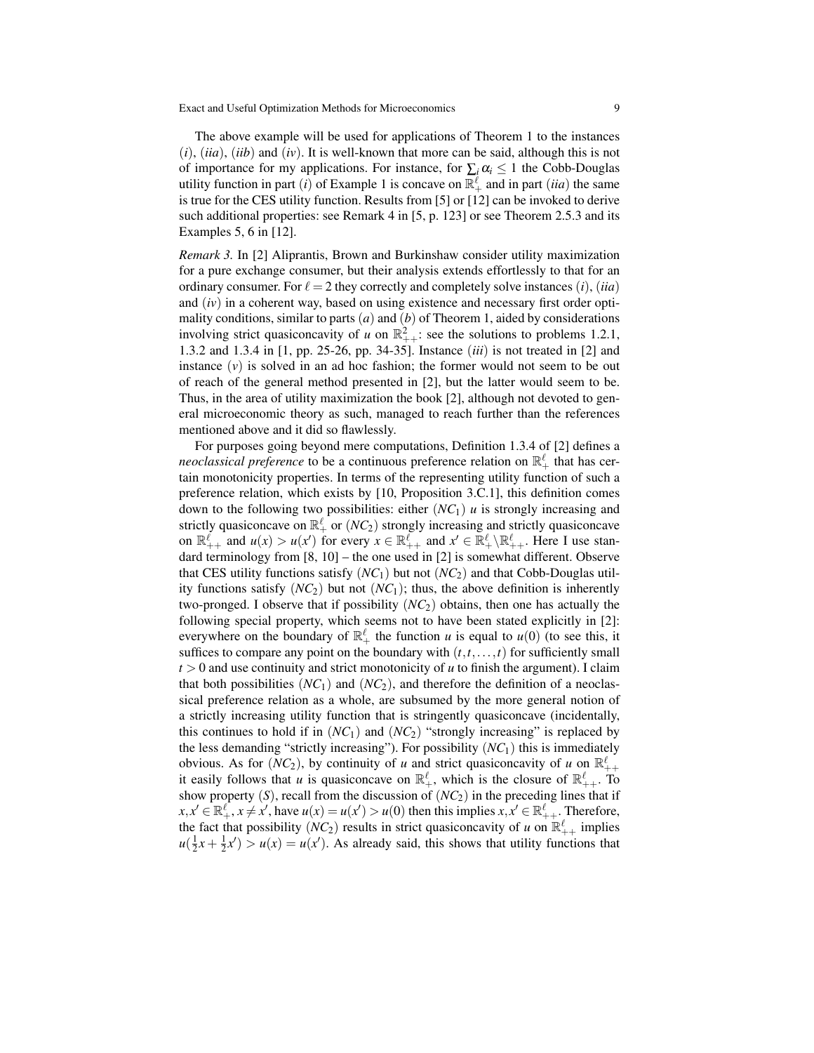The above example will be used for applications of Theorem 1 to the instances $(i)$, $(iia)$, $(iib)$ and $(iv)$. It is well-known that more can be said, although this is not of importance for my applications. For instance, for $\sum_i \alpha_i \leq 1$ the Cobb-Douglas utility function in part $(i)$ of Example 1 is concave on $\mathbb{R}^\ell_+$ and in part $(iia)$ the same is true for the CES utility function. Results from [5] or [12] can be invoked to derive such additional properties: see Remark 4 in [5, p. 123] or see Theorem 2.5.3 and its Examples 5, 6 in [12].

*Remark 3.* In [2] Aliprantis, Brown and Burkinshaw consider utility maximization for a pure exchange consumer, but their analysis extends effortlessly to that for an ordinary consumer. For $\ell = 2$ they correctly and completely solve instances $(i)$, $(iia)$ and $(iv)$ in a coherent way, based on using existence and necessary first order optimality conditions, similar to parts $(a)$ and $(b)$ of Theorem 1, aided by considerations involving strict quasiconcavity of $u$ on $\mathbb{R}^2_{++}$: see the solutions to problems 1.2.1, 1.3.2 and 1.3.4 in [1, pp. 25-26, pp. 34-35]. Instance $(iii)$ is not treated in [2] and instance $(v)$ is solved in an ad hoc fashion; the former would not seem to be out of reach of the general method presented in [2], but the latter would seem to be. Thus, in the area of utility maximization the book [2], although not devoted to general microeconomic theory as such, managed to reach further than the references mentioned above and it did so flawlessly.

For purposes going beyond mere computations, Definition 1.3.4 of [2] defines a *neoclassical preference* to be a continuous preference relation on $\mathbb{R}^\ell_+$ that has certain monotonicity properties. In terms of the representing utility function of such a preference relation, which exists by [10, Proposition 3.C.1], this definition comes down to the following two possibilities: either $(NC_1)$ $u$ is strongly increasing and strictly quasiconcave on $\mathbb{R}^\ell_+$ or $(NC_2)$ strongly increasing and strictly quasiconcave on $\mathbb{R}^\ell_{++}$ and $u(x) > u(x')$ for every $x \in \mathbb{R}^\ell_{++}$ and $x' \in \mathbb{R}^\ell_+ \backslash \mathbb{R}^\ell_{++}$. Here I use standard terminology from [8, 10] – the one used in [2] is somewhat different. Observe that CES utility functions satisfy $(NC_1)$ but not $(NC_2)$ and that Cobb-Douglas utility functions satisfy $(NC_2)$ but not $(NC_1)$; thus, the above definition is inherently two-pronged. I observe that if possibility $(NC_2)$ obtains, then one has actually the following special property, which seems not to have been stated explicitly in [2]: everywhere on the boundary of $\mathbb{R}^\ell_+$ the function $u$ is equal to $u(0)$ (to see this, it suffices to compare any point on the boundary with $(t,t,\ldots,t)$ for sufficiently small $t > 0$ and use continuity and strict monotonicity of $u$ to finish the argument). I claim that both possibilities $(NC_1)$ and $(NC_2)$, and therefore the definition of a neoclassical preference relation as a whole, are subsumed by the more general notion of a strictly increasing utility function that is stringently quasiconcave (incidentally, this continues to hold if in $(NC_1)$ and $(NC_2)$ "strongly increasing" is replaced by the less demanding "strictly increasing"). For possibility $(NC_1)$ this is immediately obvious. As for $(NC_2)$, by continuity of $u$ and strict quasiconcavity of $u$ on $\mathbb{R}^\ell_{++}$ it easily follows that $u$ is quasiconcave on $\mathbb{R}^\ell_+$, which is the closure of $\mathbb{R}^\ell_{++}$. To show property $(S)$, recall from the discussion of $(NC_2)$ in the preceding lines that if $x, x' \in \mathbb{R}^\ell_+$, $x \neq x'$, have $u(x) = u(x') > u(0)$ then this implies $x, x' \in \mathbb{R}^\ell_{++}$. Therefore, the fact that possibility $(NC_2)$ results in strict quasiconcavity of $u$ on $\mathbb{R}^\ell_{++}$ implies $u(\frac{1}{2}x + \frac{1}{2}x') > u(x) = u(x')$. As already said, this shows that utility functions that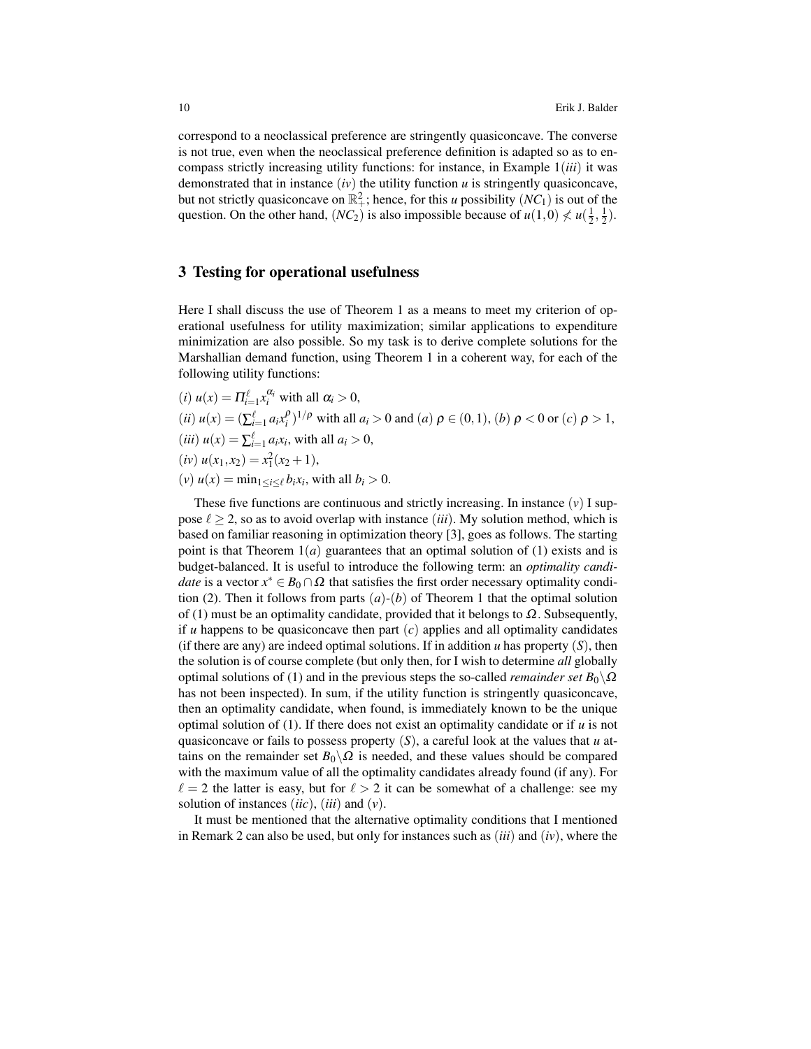correspond to a neoclassical preference are stringently quasiconcave. The converse is not true, even when the neoclassical preference definition is adapted so as to encompass strictly increasing utility functions: for instance, in Example 1(*iii*) it was demonstrated that in instance (*iv*) the utility function $u$ is stringently quasiconcave, but not strictly quasiconcave on $\mathbb{R}^2_+$; hence, for this $u$ possibility $(NC_1)$ is out of the question. On the other hand, $(NC_2)$ is also impossible because of $u(1,0) \not< u(\frac{1}{2},\frac{1}{2})$.

## 3 Testing for operational usefulness

Here I shall discuss the use of Theorem 1 as a means to meet my criterion of operational usefulness for utility maximization; similar applications to expenditure minimization are also possible. So my task is to derive complete solutions for the Marshallian demand function, using Theorem 1 in a coherent way, for each of the following utility functions:

$(i)$ $u(x) = \Pi_{i=1}^{\ell} x_i^{\alpha_i}$ with all $\alpha_i > 0$,
$(ii)$ $u(x) = (\sum_{i=1}^{\ell} a_i x_i^{\rho})^{1/\rho}$ with all $a_i > 0$ and $(a)$ $\rho \in (0,1)$, $(b)$ $\rho < 0$ or $(c)$ $\rho > 1$,
$(iii)$ $u(x) = \sum_{i=1}^{\ell} a_i x_i$, with all $a_i > 0$,
$(iv)$ $u(x_1, x_2) = x_1^2(x_2 + 1)$,
$(v)$ $u(x) = \min_{1 \leq i \leq \ell} b_i x_i$, with all $b_i > 0$.

These five functions are continuous and strictly increasing. In instance $(v)$ I suppose $\ell \geq 2$, so as to avoid overlap with instance $(iii)$. My solution method, which is based on familiar reasoning in optimization theory [3], goes as follows. The starting point is that Theorem 1$(a)$ guarantees that an optimal solution of (1) exists and is budget-balanced. It is useful to introduce the following term: an *optimality candidate* is a vector $x^* \in B_0 \cap \Omega$ that satisfies the first order necessary optimality condition (2). Then it follows from parts $(a)$-$(b)$ of Theorem 1 that the optimal solution of (1) must be an optimality candidate, provided that it belongs to $\Omega$. Subsequently, if $u$ happens to be quasiconcave then part $(c)$ applies and all optimality candidates (if there are any) are indeed optimal solutions. If in addition $u$ has property $(S)$, then the solution is of course complete (but only then, for I wish to determine *all* globally optimal solutions of (1) and in the previous steps the so-called *remainder set* $B_0 \backslash \Omega$ has not been inspected). In sum, if the utility function is stringently quasiconcave, then an optimality candidate, when found, is immediately known to be the unique optimal solution of (1). If there does not exist an optimality candidate or if $u$ is not quasiconcave or fails to possess property $(S)$, a careful look at the values that $u$ attains on the remainder set $B_0 \backslash \Omega$ is needed, and these values should be compared with the maximum value of all the optimality candidates already found (if any). For $\ell = 2$ the latter is easy, but for $\ell > 2$ it can be somewhat of a challenge: see my solution of instances $(iic)$, $(iii)$ and $(v)$.

It must be mentioned that the alternative optimality conditions that I mentioned in Remark 2 can also be used, but only for instances such as $(iii)$ and $(iv)$, where the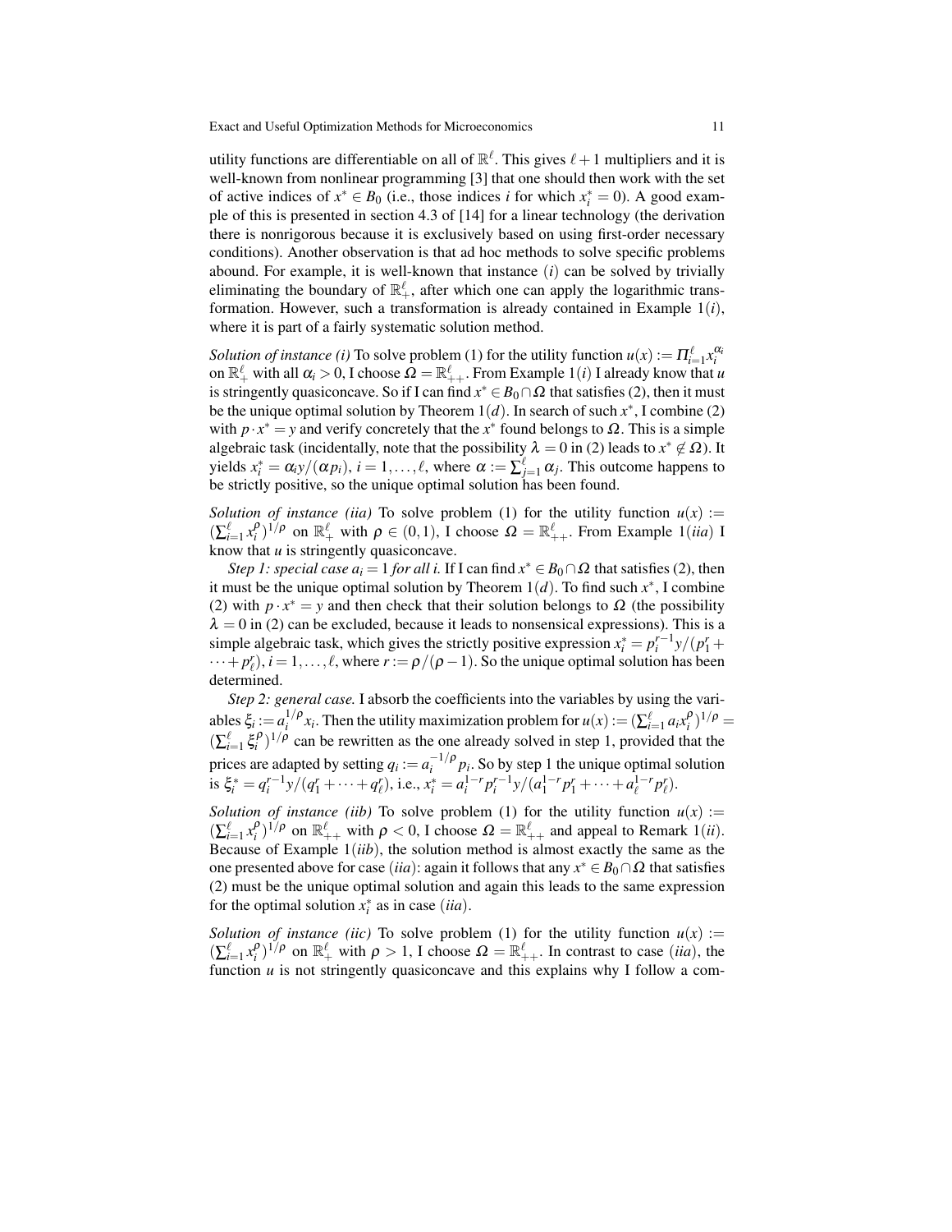utility functions are differentiable on all of $\mathbb{R}^\ell$. This gives $\ell+1$ multipliers and it is well-known from nonlinear programming [3] that one should then work with the set of active indices of $x^* \in B_0$ (i.e., those indices $i$ for which $x_i^* = 0$). A good example of this is presented in section 4.3 of [14] for a linear technology (the derivation there is nonrigorous because it is exclusively based on using first-order necessary conditions). Another observation is that ad hoc methods to solve specific problems abound. For example, it is well-known that instance $(i)$ can be solved by trivially eliminating the boundary of $\mathbb{R}^\ell_+$, after which one can apply the logarithmic transformation. However, such a transformation is already contained in Example 1$(i)$, where it is part of a fairly systematic solution method.

*Solution of instance (i)* To solve problem (1) for the utility function $u(x) := \Pi_{i=1}^\ell x_i^{\alpha_i}$ on $\mathbb{R}^\ell_+$ with all $\alpha_i > 0$, I choose $\Omega = \mathbb{R}^\ell_{++}$. From Example 1$(i)$ I already know that $u$ is stringently quasiconcave. So if I can find $x^* \in B_0 \cap \Omega$ that satisfies (2), then it must be the unique optimal solution by Theorem 1$(d)$. In search of such $x^*$, I combine (2) with $p \cdot x^* = y$ and verify concretely that the $x^*$ found belongs to $\Omega$. This is a simple algebraic task (incidentally, note that the possibility $\lambda = 0$ in (2) leads to $x^* \notin \Omega$). It yields $x_i^* = \alpha_i y/(\alpha p_i)$, $i = 1, \ldots, \ell$, where $\alpha := \sum_{j=1}^\ell \alpha_j$. This outcome happens to be strictly positive, so the unique optimal solution has been found.

*Solution of instance (iia)* To solve problem (1) for the utility function $u(x) := (\sum_{i=1}^\ell x_i^\rho)^{1/\rho}$ on $\mathbb{R}^\ell_+$ with $\rho \in (0,1)$, I choose $\Omega = \mathbb{R}^\ell_{++}$. From Example 1$(iia)$ I know that $u$ is stringently quasiconcave.

*Step 1: special case $a_i = 1$ for all $i$.* If I can find $x^* \in B_0 \cap \Omega$ that satisfies (2), then it must be the unique optimal solution by Theorem 1$(d)$. To find such $x^*$, I combine (2) with $p \cdot x^* = y$ and then check that their solution belongs to $\Omega$ (the possibility $\lambda = 0$ in (2) can be excluded, because it leads to nonsensical expressions). This is a simple algebraic task, which gives the strictly positive expression $x_i^* = p_i^{r-1} y/(p_1^r + \cdots + p_\ell^r)$, $i = 1, \ldots, \ell$, where $r := \rho/(\rho - 1)$. So the unique optimal solution has been determined.

*Step 2: general case.* I absorb the coefficients into the variables by using the variables $\xi_i := a_i^{1/\rho} x_i$. Then the utility maximization problem for $u(x) := (\sum_{i=1}^\ell a_i x_i^\rho)^{1/\rho} = (\sum_{i=1}^\ell \xi_i^\rho)^{1/\rho}$ can be rewritten as the one already solved in step 1, provided that the prices are adapted by setting $q_i := a_i^{-1/\rho} p_i$. So by step 1 the unique optimal solution is $\xi_i^* = q_i^{r-1} y/(q_1^r + \cdots + q_\ell^r)$, i.e., $x_i^* = a_i^{1-r} p_i^{r-1} y/(a_1^{1-r} p_1^r + \cdots + a_\ell^{1-r} p_\ell^r)$.

*Solution of instance (iib)* To solve problem (1) for the utility function $u(x) := (\sum_{i=1}^\ell x_i^\rho)^{1/\rho}$ on $\mathbb{R}^\ell_{++}$ with $\rho < 0$, I choose $\Omega = \mathbb{R}^\ell_{++}$ and appeal to Remark 1$(ii)$. Because of Example 1$(iib)$, the solution method is almost exactly the same as the one presented above for case $(iia)$: again it follows that any $x^* \in B_0 \cap \Omega$ that satisfies (2) must be the unique optimal solution and again this leads to the same expression for the optimal solution $x_i^*$ as in case $(iia)$.

*Solution of instance (iic)* To solve problem (1) for the utility function $u(x) := (\sum_{i=1}^\ell x_i^\rho)^{1/\rho}$ on $\mathbb{R}^\ell_+$ with $\rho > 1$, I choose $\Omega = \mathbb{R}^\ell_{++}$. In contrast to case $(iia)$, the function $u$ is not stringently quasiconcave and this explains why I follow a com-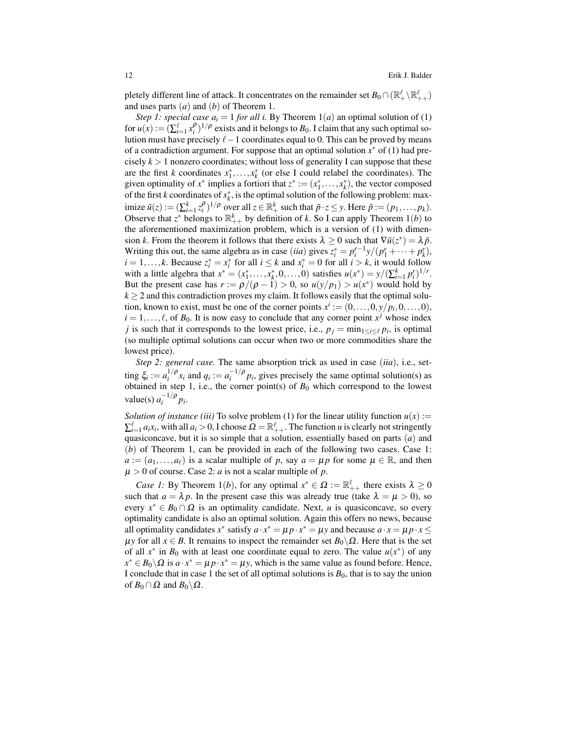pletely different line of attack. It concentrates on the remainder set $B_0 \cap (\mathbb{R}^\ell_+ \backslash \mathbb{R}^\ell_{++})$ and uses parts $(a)$ and $(b)$ of Theorem 1.

*Step 1: special case $a_i = 1$ for all $i$.* By Theorem 1$(a)$ an optimal solution of (1) for $u(x) := (\sum_{i=1}^\ell x_i^\rho)^{1/\rho}$ exists and it belongs to $B_0$. I claim that any such optimal solution must have precisely $\ell - 1$ coordinates equal to 0. This can be proved by means of a contradiction argument. For suppose that an optimal solution $x^*$ of (1) had precisely $k > 1$ nonzero coordinates; without loss of generality I can suppose that these are the first $k$ coordinates $x_1^*, \ldots, x_k^*$ (or else I could relabel the coordinates). The given optimality of $x^*$ implies a fortiori that $z^* := (x_1^*, \ldots, x_k^*)$, the vector composed of the first $k$ coordinates of $x_k^*$, is the optimal solution of the following problem: maximize $\tilde{u}(z) := (\sum_{i=1}^k z_i^\rho)^{1/\rho}$ over all $z \in \mathbb{R}^k_+$ such that $\tilde{p} \cdot z \leq y$. Here $\tilde{p} := (p_1, \ldots, p_k)$. Observe that $z^*$ belongs to $\mathbb{R}^k_{++}$ by definition of $k$. So I can apply Theorem 1$(b)$ to the aforementioned maximization problem, which is a version of (1) with dimension $k$. From the theorem it follows that there exists $\lambda \geq 0$ such that $\nabla \tilde{u}(z^*) = \lambda \tilde{p}$. Writing this out, the same algebra as in case $(iia)$ gives $z_i^* = p_i^{r-1} y / (p_1^r + \cdots + p_k^r)$, $i = 1, \ldots, k$. Because $z_i^* = x_i^*$ for all $i \leq k$ and $x_i^* = 0$ for all $i > k$, it would follow with a little algebra that $x^* = (x_1^*, \ldots, x_k^*, 0, \ldots, 0)$ satisfies $u(x^*) = y / (\sum_{i=1}^k p_i^r)^{1/r}$. But the present case has $r := \rho/(\rho - 1) > 0$, so $u(y/p_1) > u(x^*)$ would hold by $k \geq 2$ and this contradiction proves my claim. It follows easily that the optimal solution, known to exist, must be one of the corner points $x^i := (0, \ldots, 0, y/p_i, 0, \ldots, 0)$, $i = 1, \ldots, \ell$, of $B_0$. It is now easy to conclude that any corner point $x^j$ whose index $j$ is such that it corresponds to the lowest price, i.e., $p_j = \min_{1 \leq i \leq \ell} p_i$, is optimal (so multiple optimal solutions can occur when two or more commodities share the lowest price).

*Step 2: general case.* The same absorption trick as used in case $(iia)$, i.e., setting $\xi_i := a_i^{1/\rho} x_i$ and $q_i := a_i^{-1/\rho} p_i$, gives precisely the same optimal solution(s) as obtained in step 1, i.e., the corner point(s) of $B_0$ which correspond to the lowest value(s) $a_i^{-1/\rho} p_i$.

*Solution of instance (iii)* To solve problem (1) for the linear utility function $u(x) := \sum_{i=1}^\ell a_i x_i$, with all $a_i > 0$, I choose $\Omega = \mathbb{R}^\ell_{++}$. The function $u$ is clearly not stringently quasiconcave, but it is so simple that a solution, essentially based on parts $(a)$ and $(b)$ of Theorem 1, can be provided in each of the following two cases. Case 1: $a := (a_1, \ldots, a_\ell)$ is a scalar multiple of $p$, say $a = \mu p$ for some $\mu \in \mathbb{R}$, and then $\mu > 0$ of course. Case 2: $a$ is not a scalar multiple of $p$.

*Case 1:* By Theorem 1$(b)$, for any optimal $x^* \in \Omega := \mathbb{R}^\ell_{++}$ there exists $\lambda \geq 0$ such that $a = \lambda p$. In the present case this was already true (take $\lambda = \mu > 0$), so every $x^* \in B_0 \cap \Omega$ is an optimality candidate. Next, $u$ is quasiconcave, so every optimality candidate is also an optimal solution. Again this offers no news, because all optimality candidates $x^*$ satisfy $a \cdot x^* = \mu p \cdot x^* = \mu y$ and because $a \cdot x = \mu p \cdot x \leq \mu y$ for all $x \in B$. It remains to inspect the remainder set $B_0 \backslash \Omega$. Here that is the set of all $x^*$ in $B_0$ with at least one coordinate equal to zero. The value $u(x^*)$ of any $x^* \in B_0 \backslash \Omega$ is $a \cdot x^* = \mu p \cdot x^* = \mu y$, which is the same value as found before. Hence, I conclude that in case 1 the set of all optimal solutions is $B_0$, that is to say the union of $B_0 \cap \Omega$ and $B_0 \backslash \Omega$.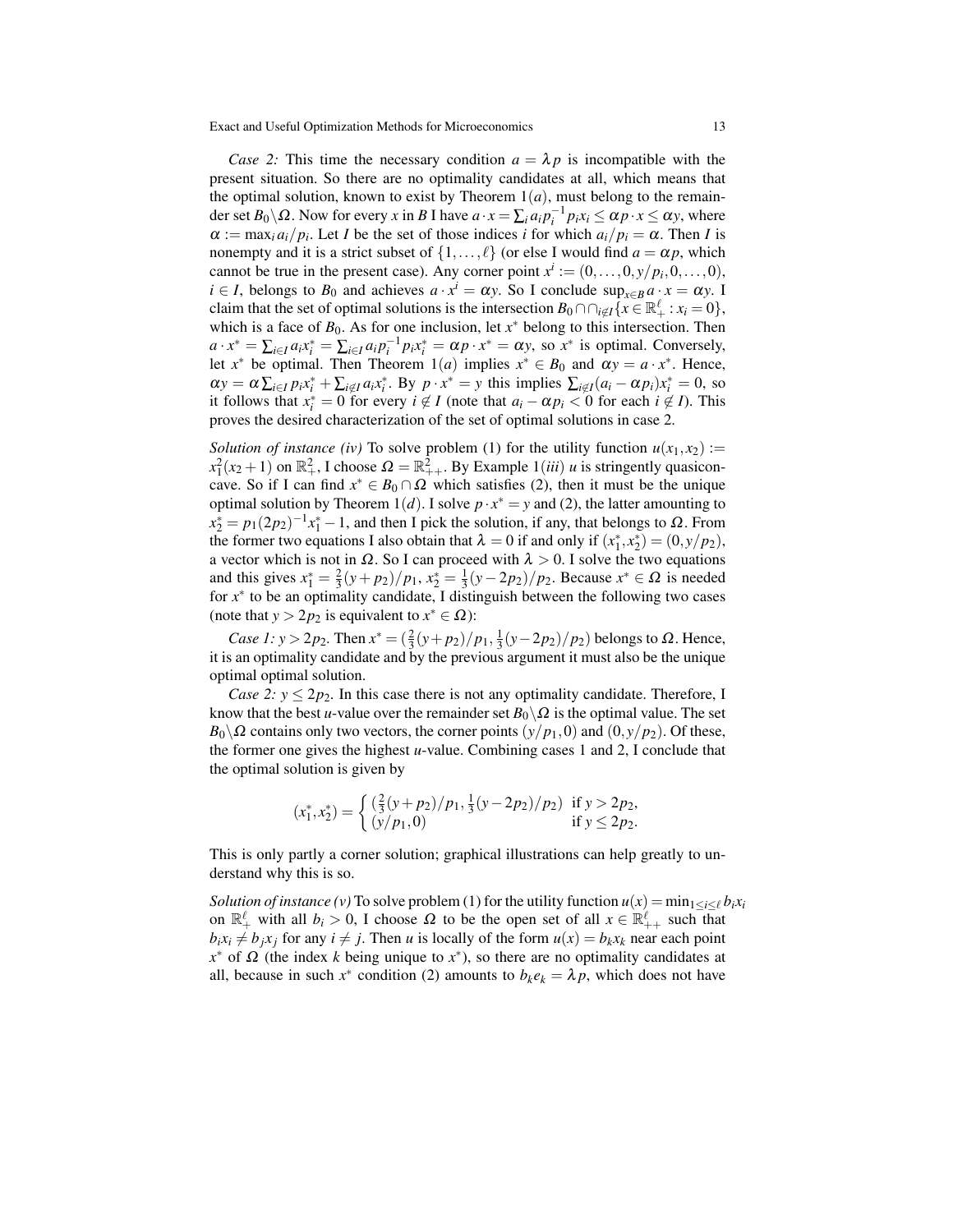*Case 2:* This time the necessary condition $a = \lambda p$ is incompatible with the present situation. So there are no optimality candidates at all, which means that the optimal solution, known to exist by Theorem $1(a)$, must belong to the remainder set $B_0 \backslash \Omega$. Now for every $x$ in $B$ I have $a \cdot x = \sum_i a_i p_i^{-1} p_i x_i \leq \alpha p \cdot x \leq \alpha y$, where $\alpha := \max_i a_i / p_i$. Let $I$ be the set of those indices $i$ for which $a_i / p_i = \alpha$. Then $I$ is nonempty and it is a strict subset of $\{1, \ldots, \ell\}$ (or else I would find $a = \alpha p$, which cannot be true in the present case). Any corner point $x^i := (0, \ldots, 0, y/p_i, 0, \ldots, 0)$, $i \in I$, belongs to $B_0$ and achieves $a \cdot x^i = \alpha y$. So I conclude $\sup_{x \in B} a \cdot x = \alpha y$. I claim that the set of optimal solutions is the intersection $B_0 \cap \cap_{i \notin I} \{x \in \mathbb{R}^\ell_+ : x_i = 0\}$, which is a face of $B_0$. As for one inclusion, let $x^*$ belong to this intersection. Then $a \cdot x^* = \sum_{i \in I} a_i x_i^* = \sum_{i \in I} a_i p_i^{-1} p_i x_i^* = \alpha p \cdot x^* = \alpha y$, so $x^*$ is optimal. Conversely, let $x^*$ be optimal. Then Theorem $1(a)$ implies $x^* \in B_0$ and $\alpha y = a \cdot x^*$. Hence, $\alpha y = \alpha \sum_{i \in I} p_i x_i^* + \sum_{i \notin I} a_i x_i^*$. By $p \cdot x^* = y$ this implies $\sum_{i \notin I} (a_i - \alpha p_i) x_i^* = 0$, so it follows that $x_i^* = 0$ for every $i \notin I$ (note that $a_i - \alpha p_i < 0$ for each $i \notin I$). This proves the desired characterization of the set of optimal solutions in case 2.

*Solution of instance (iv)* To solve problem (1) for the utility function $u(x_1, x_2) := x_1^2 (x_2 + 1)$ on $\mathbb{R}^2_+$, I choose $\Omega = \mathbb{R}^2_{++}$. By Example $1(iii)$ $u$ is stringently quasiconcave. So if I can find $x^* \in B_0 \cap \Omega$ which satisfies (2), then it must be the unique optimal solution by Theorem $1(d)$. I solve $p \cdot x^* = y$ and (2), the latter amounting to $x_2^* = p_1 (2p_2)^{-1} x_1^* - 1$, and then I pick the solution, if any, that belongs to $\Omega$. From the former two equations I also obtain that $\lambda = 0$ if and only if $(x_1^*, x_2^*) = (0, y/p_2)$, a vector which is not in $\Omega$. So I can proceed with $\lambda > 0$. I solve the two equations and this gives $x_1^* = \frac{2}{3}(y + p_2)/p_1$, $x_2^* = \frac{1}{3}(y - 2p_2)/p_2$. Because $x^* \in \Omega$ is needed for $x^*$ to be an optimality candidate, I distinguish between the following two cases (note that $y > 2p_2$ is equivalent to $x^* \in \Omega$):

*Case 1:* $y > 2p_2$. Then $x^* = (\frac{2}{3}(y + p_2)/p_1, \frac{1}{3}(y - 2p_2)/p_2)$ belongs to $\Omega$. Hence, it is an optimality candidate and by the previous argument it must also be the unique optimal optimal solution.

*Case 2:* $y \leq 2p_2$. In this case there is not any optimality candidate. Therefore, I know that the best $u$-value over the remainder set $B_0 \backslash \Omega$ is the optimal value. The set $B_0 \backslash \Omega$ contains only two vectors, the corner points $(y/p_1, 0)$ and $(0, y/p_2)$. Of these, the former one gives the highest $u$-value. Combining cases 1 and 2, I conclude that the optimal solution is given by

$$(x_1^*, x_2^*) = \begin{cases} (\frac{2}{3}(y + p_2)/p_1, \frac{1}{3}(y - 2p_2)/p_2) & \text{if } y > 2p_2, \\ (y/p_1, 0) & \text{if } y \leq 2p_2. \end{cases}$$

This is only partly a corner solution; graphical illustrations can help greatly to understand why this is so.

*Solution of instance (v)* To solve problem (1) for the utility function $u(x) = \min_{1 \leq i \leq \ell} b_i x_i$ on $\mathbb{R}^\ell_+$ with all $b_i > 0$, I choose $\Omega$ to be the open set of all $x \in \mathbb{R}^\ell_{++}$ such that $b_i x_i \neq b_j x_j$ for any $i \neq j$. Then $u$ is locally of the form $u(x) = b_k x_k$ near each point $x^*$ of $\Omega$ (the index $k$ being unique to $x^*$), so there are no optimality candidates at all, because in such $x^*$ condition (2) amounts to $b_k e_k = \lambda p$, which does not have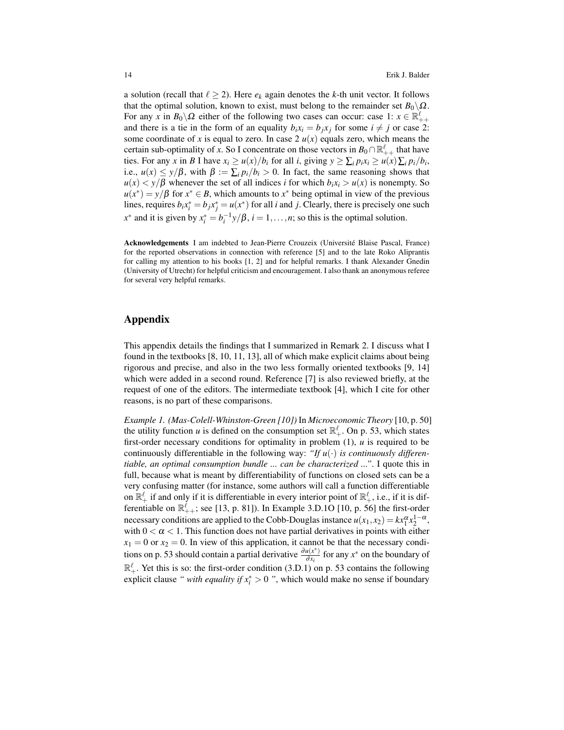a solution (recall that $\ell \geq 2$). Here $e_k$ again denotes the $k$-th unit vector. It follows that the optimal solution, known to exist, must belong to the remainder set $B_0 \backslash \Omega$. For any $x$ in $B_0 \backslash \Omega$ either of the following two cases can occur: case 1: $x \in \mathbb{R}^{\ell}_{++}$ and there is a tie in the form of an equality $b_i x_i = b_j x_j$ for some $i \neq j$ or case 2: some coordinate of $x$ is equal to zero. In case 2 $u(x)$ equals zero, which means the certain sub-optimality of $x$. So I concentrate on those vectors in $B_0 \cap \mathbb{R}^{\ell}_{++}$ that have ties. For any $x$ in $B$ I have $x_i \geq u(x)/b_i$ for all $i$, giving $y \geq \sum_i p_i x_i \geq u(x) \sum_i p_i/b_i$, i.e., $u(x) \leq y/\beta$, with $\beta := \sum_i p_i/b_i > 0$. In fact, the same reasoning shows that $u(x) < y/\beta$ whenever the set of all indices $i$ for which $b_i x_i > u(x)$ is nonempty. So $u(x^*) = y/\beta$ for $x^* \in B$, which amounts to $x^*$ being optimal in view of the previous lines, requires $b_i x^*_i = b_j x^*_j = u(x^*)$ for all $i$ and $j$. Clearly, there is precisely one such $x^*$ and it is given by $x^*_i = b_i^{-1} y/\beta$, $i = 1, \ldots, n$; so this is the optimal solution.

**Acknowledgements** I am indebted to Jean-Pierre Crouzeix (Université Blaise Pascal, France) for the reported observations in connection with reference [5] and to the late Roko Aliprantis for calling my attention to his books [1, 2] and for helpful remarks. I thank Alexander Gnedin (University of Utrecht) for helpful criticism and encouragement. I also thank an anonymous referee for several very helpful remarks.

## Appendix

This appendix details the findings that I summarized in Remark 2. I discuss what I found in the textbooks [8, 10, 11, 13], all of which make explicit claims about being rigorous and precise, and also in the two less formally oriented textbooks [9, 14] which were added in a second round. Reference [7] is also reviewed briefly, at the request of one of the editors. The intermediate textbook [4], which I cite for other reasons, is no part of these comparisons.

*Example 1. (Mas-Colell-Whinston-Green [10])* In *Microeconomic Theory* [10, p. 50] the utility function $u$ is defined on the consumption set $\mathbb{R}^{\ell}_{+}$. On p. 53, which states first-order necessary conditions for optimality in problem (1), $u$ is required to be continuously differentiable in the following way: *"If $u(\cdot)$ is continuously differentiable, an optimal consumption bundle ... can be characterized ..."*. I quote this in full, because what is meant by differentiability of functions on closed sets can be a very confusing matter (for instance, some authors will call a function differentiable on $\mathbb{R}^{\ell}_{+}$ if and only if it is differentiable in every interior point of $\mathbb{R}^{\ell}_{+}$, i.e., if it is differentiable on $\mathbb{R}^{\ell}_{++}$; see [13, p. 81]). In Example 3.D.1O [10, p. 56] the first-order necessary conditions are applied to the Cobb-Douglas instance $u(x_1, x_2) = k x_1^{\alpha} x_2^{1-\alpha}$, with $0 < \alpha < 1$. This function does not have partial derivatives in points with either $x_1 = 0$ or $x_2 = 0$. In view of this application, it cannot be that the necessary conditions on p. 53 should contain a partial derivative $\frac{\partial u(x^*)}{\partial x_i}$ for any $x^*$ on the boundary of $\mathbb{R}^{\ell}_{+}$. Yet this is so: the first-order condition (3.D.1) on p. 53 contains the following explicit clause *" with equality if $x^*_i > 0$ "*, which would make no sense if boundary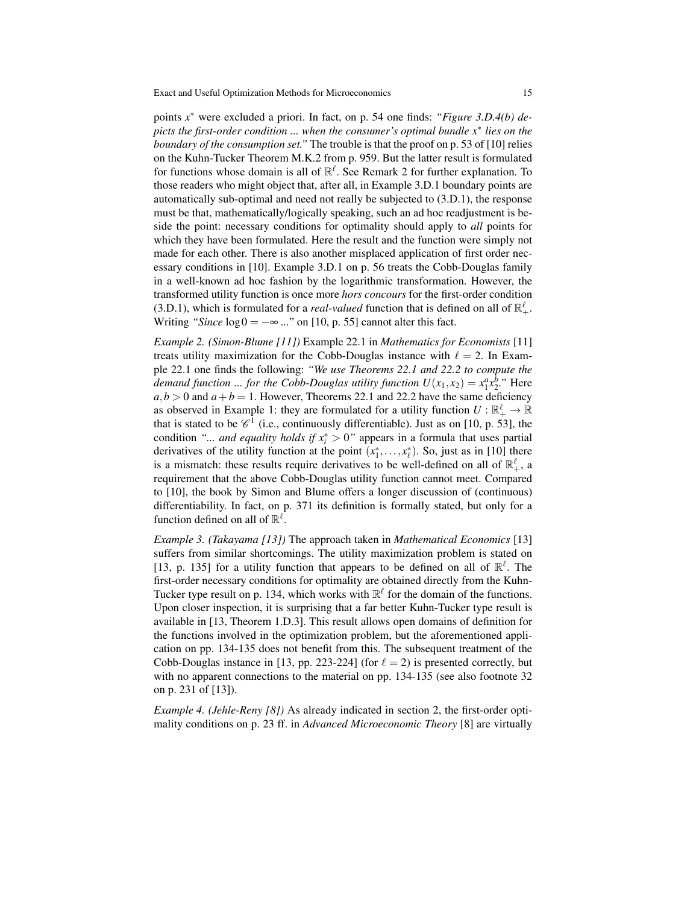points $x^*$ were excluded a priori. In fact, on p. 54 one finds: *"Figure 3.D.4(b) depicts the first-order condition ... when the consumer's optimal bundle $x^*$ lies on the boundary of the consumption set."* The trouble is that the proof on p. 53 of [10] relies on the Kuhn-Tucker Theorem M.K.2 from p. 959. But the latter result is formulated for functions whose domain is all of $\mathbb{R}^\ell$. See Remark 2 for further explanation. To those readers who might object that, after all, in Example 3.D.1 boundary points are automatically sub-optimal and need not really be subjected to (3.D.1), the response must be that, mathematically/logically speaking, such an ad hoc readjustment is beside the point: necessary conditions for optimality should apply to *all* points for which they have been formulated. Here the result and the function were simply not made for each other. There is also another misplaced application of first order necessary conditions in [10]. Example 3.D.1 on p. 56 treats the Cobb-Douglas family in a well-known ad hoc fashion by the logarithmic transformation. However, the transformed utility function is once more *hors concours* for the first-order condition (3.D.1), which is formulated for a *real-valued* function that is defined on all of $\mathbb{R}^\ell_+$. Writing *"Since $\log 0 = -\infty$ ..."* on [10, p. 55] cannot alter this fact.

*Example 2. (Simon-Blume [11])* Example 22.1 in *Mathematics for Economists* [11] treats utility maximization for the Cobb-Douglas instance with $\ell = 2$. In Example 22.1 one finds the following: *"We use Theorems 22.1 and 22.2 to compute the demand function ... for the Cobb-Douglas utility function $U(x_1, x_2) = x_1^a x_2^b$."* Here $a, b > 0$ and $a + b = 1$. However, Theorems 22.1 and 22.2 have the same deficiency as observed in Example 1: they are formulated for a utility function $U : \mathbb{R}^\ell_+ \to \mathbb{R}$ that is stated to be $\mathscr{C}^1$ (i.e., continuously differentiable). Just as on [10, p. 53], the condition *"... and equality holds if $x_i^* > 0$"* appears in a formula that uses partial derivatives of the utility function at the point $(x_1^*, \ldots, x_\ell^*)$. So, just as in [10] there is a mismatch: these results require derivatives to be well-defined on all of $\mathbb{R}^\ell_+$, a requirement that the above Cobb-Douglas utility function cannot meet. Compared to [10], the book by Simon and Blume offers a longer discussion of (continuous) differentiability. In fact, on p. 371 its definition is formally stated, but only for a function defined on all of $\mathbb{R}^\ell$.

*Example 3. (Takayama [13])* The approach taken in *Mathematical Economics* [13] suffers from similar shortcomings. The utility maximization problem is stated on [13, p. 135] for a utility function that appears to be defined on all of $\mathbb{R}^\ell$. The first-order necessary conditions for optimality are obtained directly from the Kuhn-Tucker type result on p. 134, which works with $\mathbb{R}^\ell$ for the domain of the functions. Upon closer inspection, it is surprising that a far better Kuhn-Tucker type result is available in [13, Theorem 1.D.3]. This result allows open domains of definition for the functions involved in the optimization problem, but the aforementioned application on pp. 134-135 does not benefit from this. The subsequent treatment of the Cobb-Douglas instance in [13, pp. 223-224] (for $\ell = 2$) is presented correctly, but with no apparent connections to the material on pp. 134-135 (see also footnote 32 on p. 231 of [13]).

*Example 4. (Jehle-Reny [8])* As already indicated in section 2, the first-order optimality conditions on p. 23 ff. in *Advanced Microeconomic Theory* [8] are virtually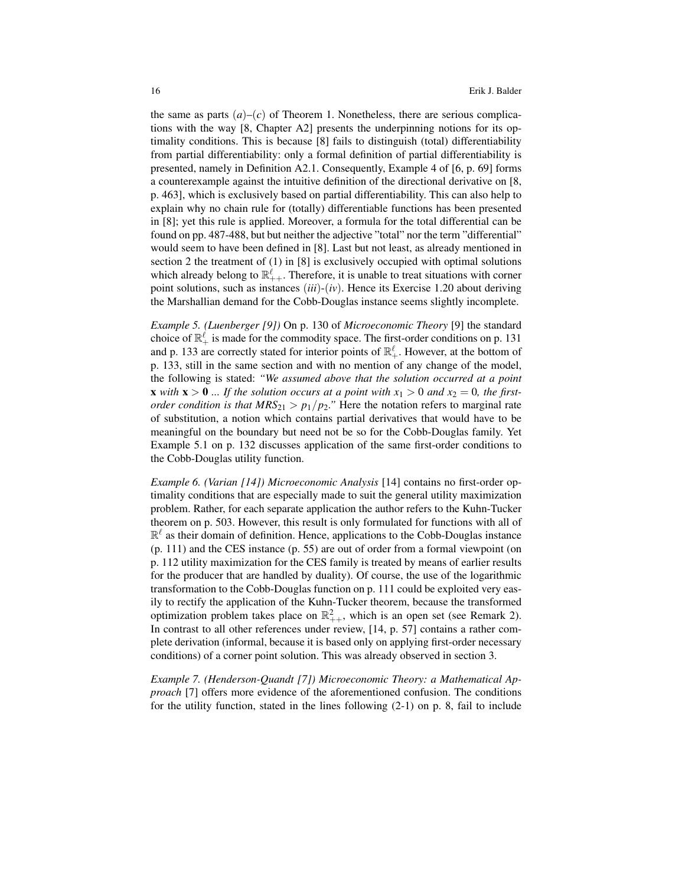the same as parts $(a)$–$(c)$ of Theorem 1. Nonetheless, there are serious complications with the way [8, Chapter A2] presents the underpinning notions for its optimality conditions. This is because [8] fails to distinguish (total) differentiability from partial differentiability: only a formal definition of partial differentiability is presented, namely in Definition A2.1. Consequently, Example 4 of [6, p. 69] forms a counterexample against the intuitive definition of the directional derivative on [8, p. 463], which is exclusively based on partial differentiability. This can also help to explain why no chain rule for (totally) differentiable functions has been presented in [8]; yet this rule is applied. Moreover, a formula for the total differential can be found on pp. 487-488, but but neither the adjective "total" nor the term "differential" would seem to have been defined in [8]. Last but not least, as already mentioned in section 2 the treatment of (1) in [8] is exclusively occupied with optimal solutions which already belong to $\mathbb{R}^{\ell}_{++}$. Therefore, it is unable to treat situations with corner point solutions, such as instances $(iii)$-$(iv)$. Hence its Exercise 1.20 about deriving the Marshallian demand for the Cobb-Douglas instance seems slightly incomplete.

*Example 5. (Luenberger [9])* On p. 130 of *Microeconomic Theory* [9] the standard choice of $\mathbb{R}^{\ell}_{+}$ is made for the commodity space. The first-order conditions on p. 131 and p. 133 are correctly stated for interior points of $\mathbb{R}^{\ell}_{+}$. However, at the bottom of p. 133, still in the same section and with no mention of any change of the model, the following is stated: *"We assumed above that the solution occurred at a point* $\mathbf{x}$ *with* $\mathbf{x} > \mathbf{0}$ *... If the solution occurs at a point with* $x_1 > 0$ *and* $x_2 = 0$*, the first-order condition is that* $MRS_{21} > p_1/p_2$*."* Here the notation refers to marginal rate of substitution, a notion which contains partial derivatives that would have to be meaningful on the boundary but need not be so for the Cobb-Douglas family. Yet Example 5.1 on p. 132 discusses application of the same first-order conditions to the Cobb-Douglas utility function.

*Example 6. (Varian [14])* *Microeconomic Analysis* [14] contains no first-order optimality conditions that are especially made to suit the general utility maximization problem. Rather, for each separate application the author refers to the Kuhn-Tucker theorem on p. 503. However, this result is only formulated for functions with all of $\mathbb{R}^{\ell}$ as their domain of definition. Hence, applications to the Cobb-Douglas instance (p. 111) and the CES instance (p. 55) are out of order from a formal viewpoint (on p. 112 utility maximization for the CES family is treated by means of earlier results for the producer that are handled by duality). Of course, the use of the logarithmic transformation to the Cobb-Douglas function on p. 111 could be exploited very easily to rectify the application of the Kuhn-Tucker theorem, because the transformed optimization problem takes place on $\mathbb{R}^{2}_{++}$, which is an open set (see Remark 2). In contrast to all other references under review, [14, p. 57] contains a rather complete derivation (informal, because it is based only on applying first-order necessary conditions) of a corner point solution. This was already observed in section 3.

*Example 7. (Henderson-Quandt [7])* *Microeconomic Theory: a Mathematical Approach* [7] offers more evidence of the aforementioned confusion. The conditions for the utility function, stated in the lines following (2-1) on p. 8, fail to include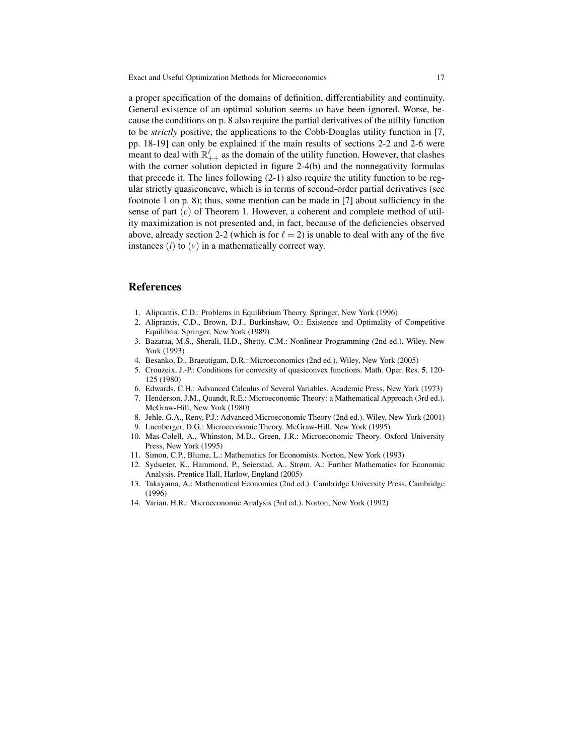a proper specification of the domains of definition, differentiability and continuity. General existence of an optimal solution seems to have been ignored. Worse, because the conditions on p. 8 also require the partial derivatives of the utility function to be *strictly* positive, the applications to the Cobb-Douglas utility function in [7, pp. 18-19] can only be explained if the main results of sections 2-2 and 2-6 were meant to deal with $\mathbb{R}^{\ell}_{++}$ as the domain of the utility function. However, that clashes with the corner solution depicted in figure 2-4(b) and the nonnegativity formulas that precede it. The lines following (2-1) also require the utility function to be regular strictly quasiconcave, which is in terms of second-order partial derivatives (see footnote 1 on p. 8); thus, some mention can be made in [7] about sufficiency in the sense of part $(c)$ of Theorem 1. However, a coherent and complete method of utility maximization is not presented and, in fact, because of the deficiencies observed above, already section 2-2 (which is for $\ell = 2$) is unable to deal with any of the five instances $(i)$ to $(v)$ in a mathematically correct way.

## References

1. Aliprantis, C.D.: Problems in Equilibrium Theory. Springer, New York (1996)
2. Aliprantis, C.D., Brown, D.J., Burkinshaw, O.: Existence and Optimality of Competitive Equilibria. Springer, New York (1989)
3. Bazaraa, M.S., Sherali, H.D., Shetty, C.M.: Nonlinear Programming (2nd ed.). Wiley, New York (1993)
4. Besanko, D., Braeutigam, D.R.: Microeconomics (2nd ed.). Wiley, New York (2005)
5. Crouzeix, J.-P.: Conditions for convexity of quasiconvex functions. Math. Oper. Res. **5**, 120-125 (1980)
6. Edwards, C.H.: Advanced Calculus of Several Variables. Academic Press, New York (1973)
7. Henderson, J.M., Quandt, R.E.: Microeconomic Theory: a Mathematical Approach (3rd ed.). McGraw-Hill, New York (1980)
8. Jehle, G.A., Reny, P.J.: Advanced Microeconomic Theory (2nd ed.). Wiley, New York (2001)
9. Luenberger, D.G.: Microeconomic Theory. McGraw-Hill, New York (1995)
10. Mas-Colell, A., Whinston, M.D., Green, J.R.: Microeconomic Theory. Oxford University Press, New York (1995)
11. Simon, C.P., Blume, L.: Mathematics for Economists. Norton, New York (1993)
12. Sydsæter, K., Hammond, P., Seierstad, A., Strøm, A.: Further Mathematics for Economic Analysis. Prentice Hall, Harlow, England (2005)
13. Takayama, A.: Mathematical Economics (2nd ed.). Cambridge University Press, Cambridge (1996)
14. Varian, H.R.: Microeconomic Analysis (3rd ed.). Norton, New York (1992)